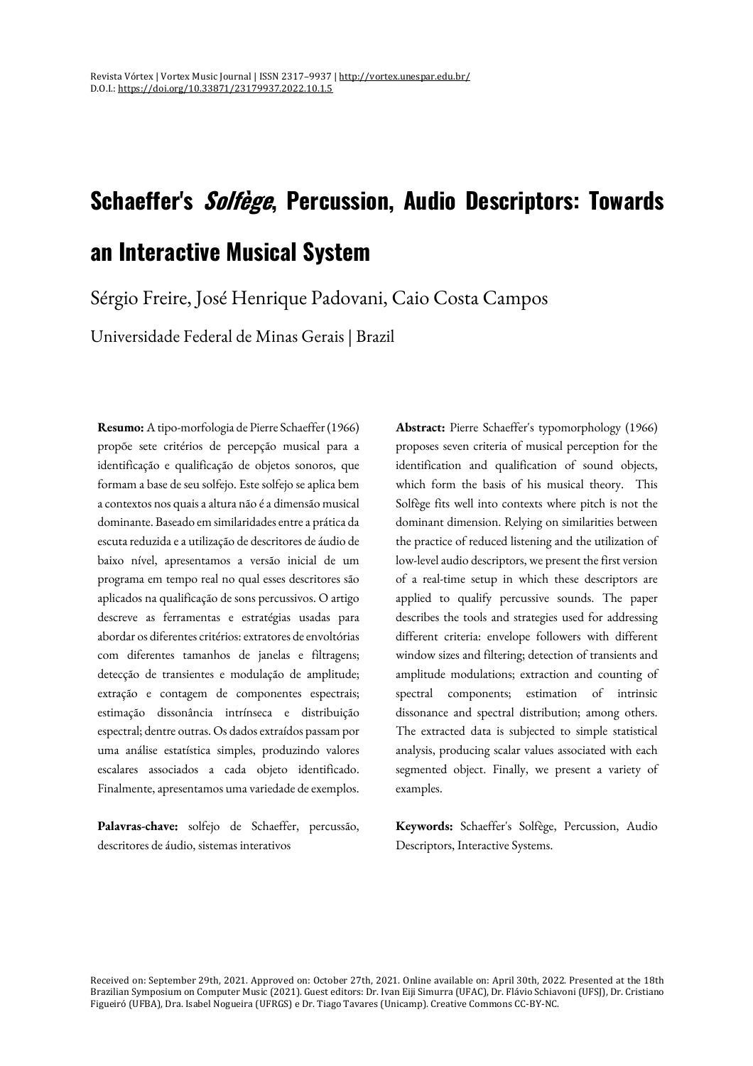Revista Vórtex | Vortex Music Journal | ISSN 2317–9937 | http://vortex.unespar.edu.br/
D.O.I.: https://doi.org/10.33871/23179937.2022.10.1.5

# Schaeffer's *Solfège*, Percussion, Audio Descriptors: Towards an Interactive Musical System

Sérgio Freire, José Henrique Padovani, Caio Costa Campos

Universidade Federal de Minas Gerais | Brazil

**Resumo:** A tipo-morfologia de Pierre Schaeffer (1966) propõe sete critérios de percepção musical para a identificação e qualificação de objetos sonoros, que formam a base de seu solfejo. Este solfejo se aplica bem a contextos nos quais a altura não é a dimensão musical dominante. Baseado em similaridades entre a prática da escuta reduzida e a utilização de descritores de áudio de baixo nível, apresentamos a versão inicial de um programa em tempo real no qual esses descritores são aplicados na qualificação de sons percussivos. O artigo descreve as ferramentas e estratégias usadas para abordar os diferentes critérios: extratores de envoltórias com diferentes tamanhos de janelas e filtragens; detecção de transientes e modulação de amplitude; extração e contagem de componentes espectrais; estimação dissonância intrínseca e distribuição espectral; dentre outras. Os dados extraídos passam por uma análise estatística simples, produzindo valores escalares associados a cada objeto identificado. Finalmente, apresentamos uma variedade de exemplos.

**Palavras-chave:** solfejo de Schaeffer, percussão, descritores de áudio, sistemas interativos

**Abstract:** Pierre Schaeffer's typomorphology (1966) proposes seven criteria of musical perception for the identification and qualification of sound objects, which form the basis of his musical theory. This Solfège fits well into contexts where pitch is not the dominant dimension. Relying on similarities between the practice of reduced listening and the utilization of low-level audio descriptors, we present the first version of a real-time setup in which these descriptors are applied to qualify percussive sounds. The paper describes the tools and strategies used for addressing different criteria: envelope followers with different window sizes and filtering; detection of transients and amplitude modulations; extraction and counting of spectral components; estimation of intrinsic dissonance and spectral distribution; among others. The extracted data is subjected to simple statistical analysis, producing scalar values associated with each segmented object. Finally, we present a variety of examples.

**Keywords:** Schaeffer's Solfège, Percussion, Audio Descriptors, Interactive Systems.

Received on: September 29th, 2021. Approved on: October 27th, 2021. Online available on: April 30th, 2022. Presented at the 18th Brazilian Symposium on Computer Music (2021). Guest editors: Dr. Ivan Eiji Simurra (UFAC), Dr. Flávio Schiavoni (UFSJ), Dr. Cristiano Figueiró (UFBA), Dra. Isabel Nogueira (UFRGS) e Dr. Tiago Tavares (Unicamp). Creative Commons CC-BY-NC.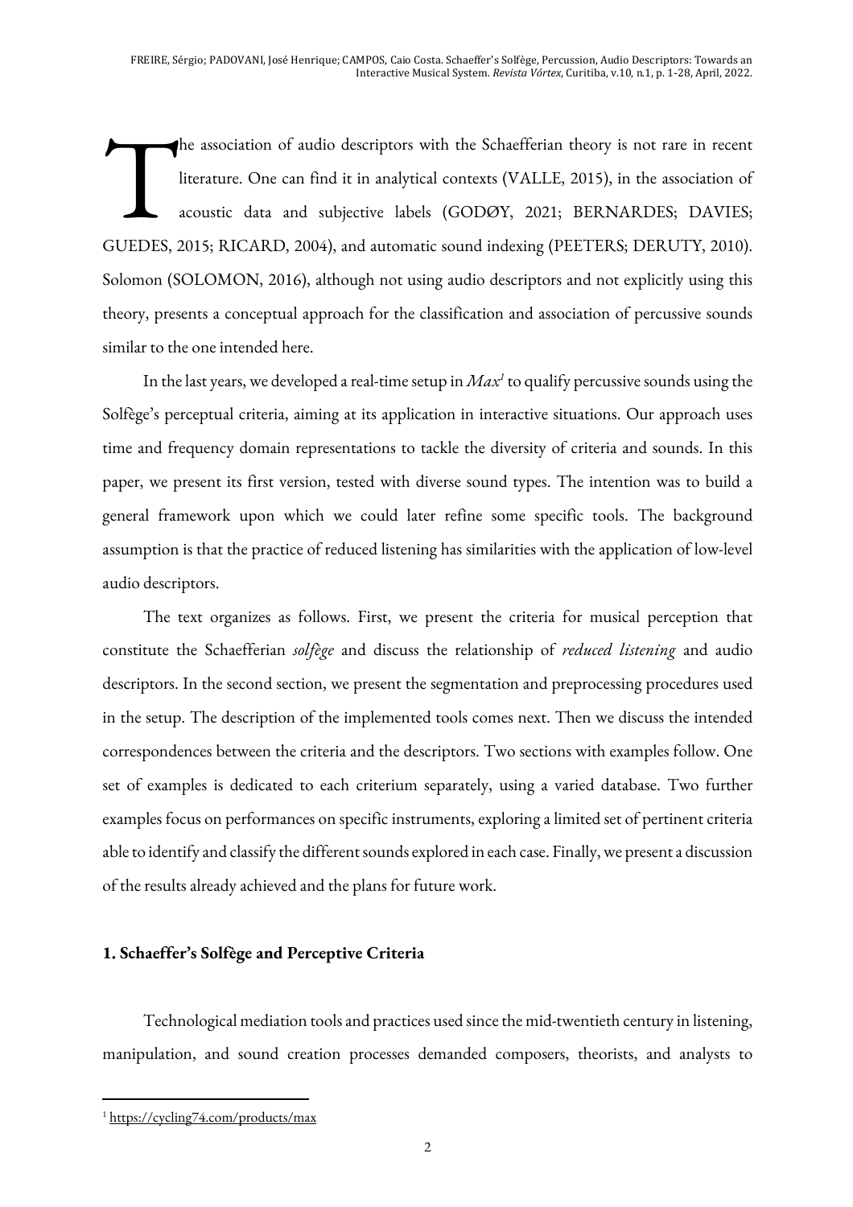The association of audio descriptors with the Schaefferian theory is not rare in recent literature. One can find it in analytical contexts (VALLE, 2015), in the association of acoustic data and subjective labels (GODØY, 2021; BERNARDES; DAVIES; GUEDES, 2015; RICARD, 2004), and automatic sound indexing (PEETERS; DERUTY, 2010). Solomon (SOLOMON, 2016), although not using audio descriptors and not explicitly using this theory, presents a conceptual approach for the classification and association of percussive sounds similar to the one intended here.

In the last years, we developed a real-time setup in *Max*[1] to qualify percussive sounds using the Solfège's perceptual criteria, aiming at its application in interactive situations. Our approach uses time and frequency domain representations to tackle the diversity of criteria and sounds. In this paper, we present its first version, tested with diverse sound types. The intention was to build a general framework upon which we could later refine some specific tools. The background assumption is that the practice of reduced listening has similarities with the application of low-level audio descriptors.

The text organizes as follows. First, we present the criteria for musical perception that constitute the Schaefferian *solfège* and discuss the relationship of *reduced listening* and audio descriptors. In the second section, we present the segmentation and preprocessing procedures used in the setup. The description of the implemented tools comes next. Then we discuss the intended correspondences between the criteria and the descriptors. Two sections with examples follow. One set of examples is dedicated to each criterium separately, using a varied database. Two further examples focus on performances on specific instruments, exploring a limited set of pertinent criteria able to identify and classify the different sounds explored in each case. Finally, we present a discussion of the results already achieved and the plans for future work.

## 1. Schaeffer's Solfège and Perceptive Criteria

Technological mediation tools and practices used since the mid-twentieth century in listening, manipulation, and sound creation processes demanded composers, theorists, and analysts to

[1] https://cycling74.com/products/max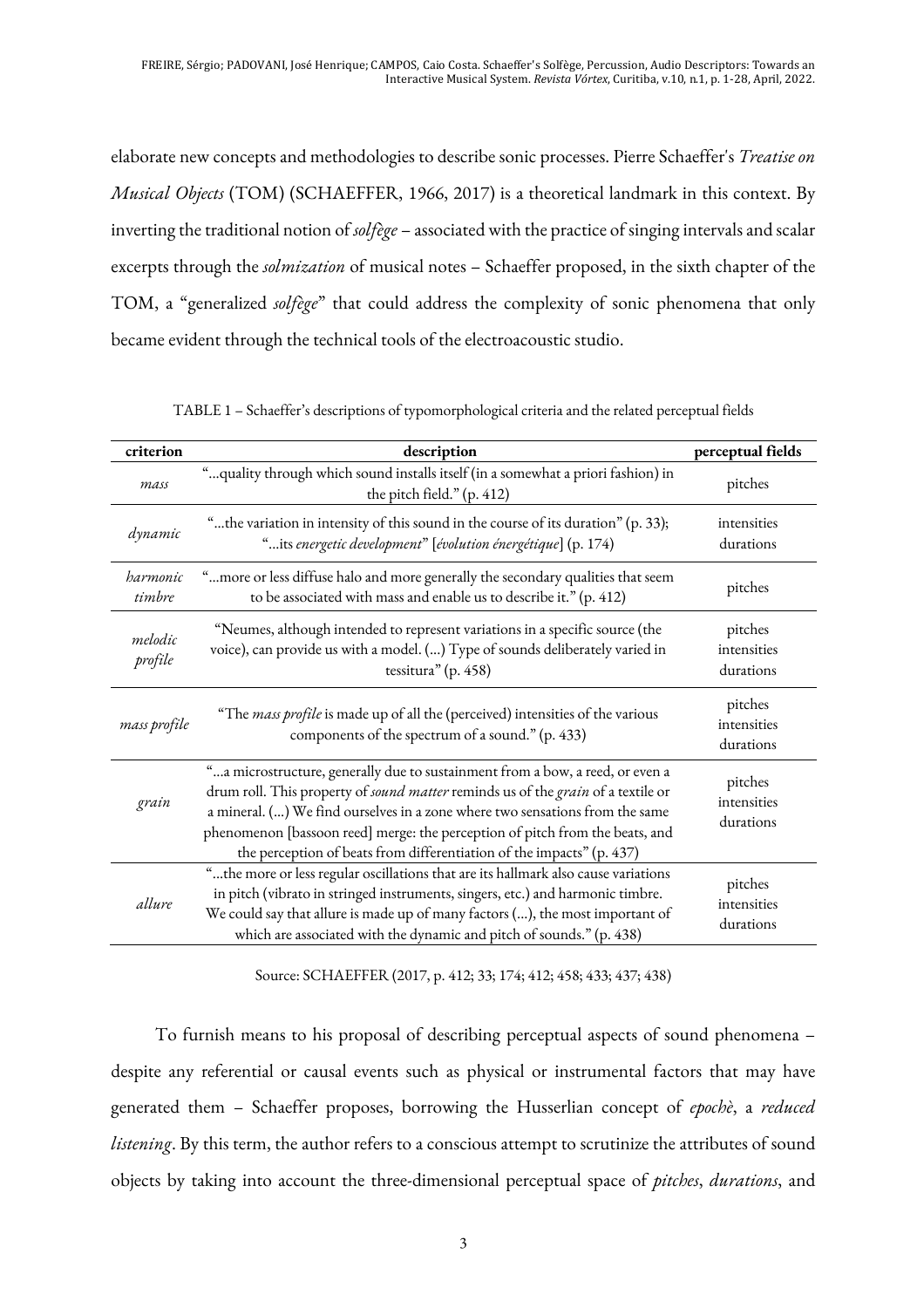elaborate new concepts and methodologies to describe sonic processes. Pierre Schaeffer's *Treatise on Musical Objects* (TOM) (SCHAEFFER, 1966, 2017) is a theoretical landmark in this context. By inverting the traditional notion of *solfège* – associated with the practice of singing intervals and scalar excerpts through the *solmization* of musical notes – Schaeffer proposed, in the sixth chapter of the TOM, a "generalized *solfège*" that could address the complexity of sonic phenomena that only became evident through the technical tools of the electroacoustic studio.

TABLE 1 – Schaeffer's descriptions of typomorphological criteria and the related perceptual fields

| criterion | description | perceptual fields |
|---|---|---|
| *mass* | "...quality through which sound installs itself (in a somewhat a priori fashion) in the pitch field." (p. 412) | pitches |
| *dynamic* | "...the variation in intensity of this sound in the course of its duration" (p. 33); "...its *energetic development*" [*évolution énergétique*] (p. 174) | intensities durations |
| *harmonic timbre* | "...more or less diffuse halo and more generally the secondary qualities that seem to be associated with mass and enable us to describe it." (p. 412) | pitches |
| *melodic profile* | "Neumes, although intended to represent variations in a specific source (the voice), can provide us with a model. (...) Type of sounds deliberately varied in tessitura" (p. 458) | pitches intensities durations |
| *mass profile* | "The *mass profile* is made up of all the (perceived) intensities of the various components of the spectrum of a sound." (p. 433) | pitches intensities durations |
| *grain* | "...a microstructure, generally due to sustainment from a bow, a reed, or even a drum roll. This property of *sound matter* reminds us of the *grain* of a textile or a mineral. (...) We find ourselves in a zone where two sensations from the same phenomenon [bassoon reed] merge: the perception of pitch from the beats, and the perception of beats from differentiation of the impacts" (p. 437) | pitches intensities durations |
| *allure* | "...the more or less regular oscillations that are its hallmark also cause variations in pitch (vibrato in stringed instruments, singers, etc.) and harmonic timbre. We could say that allure is made up of many factors (...), the most important of which are associated with the dynamic and pitch of sounds." (p. 438) | pitches intensities durations |

Source: SCHAEFFER (2017, p. 412; 33; 174; 412; 458; 433; 437; 438)

To furnish means to his proposal of describing perceptual aspects of sound phenomena – despite any referential or causal events such as physical or instrumental factors that may have generated them – Schaeffer proposes, borrowing the Husserlian concept of *epochè*, a *reduced listening*. By this term, the author refers to a conscious attempt to scrutinize the attributes of sound objects by taking into account the three-dimensional perceptual space of *pitches*, *durations*, and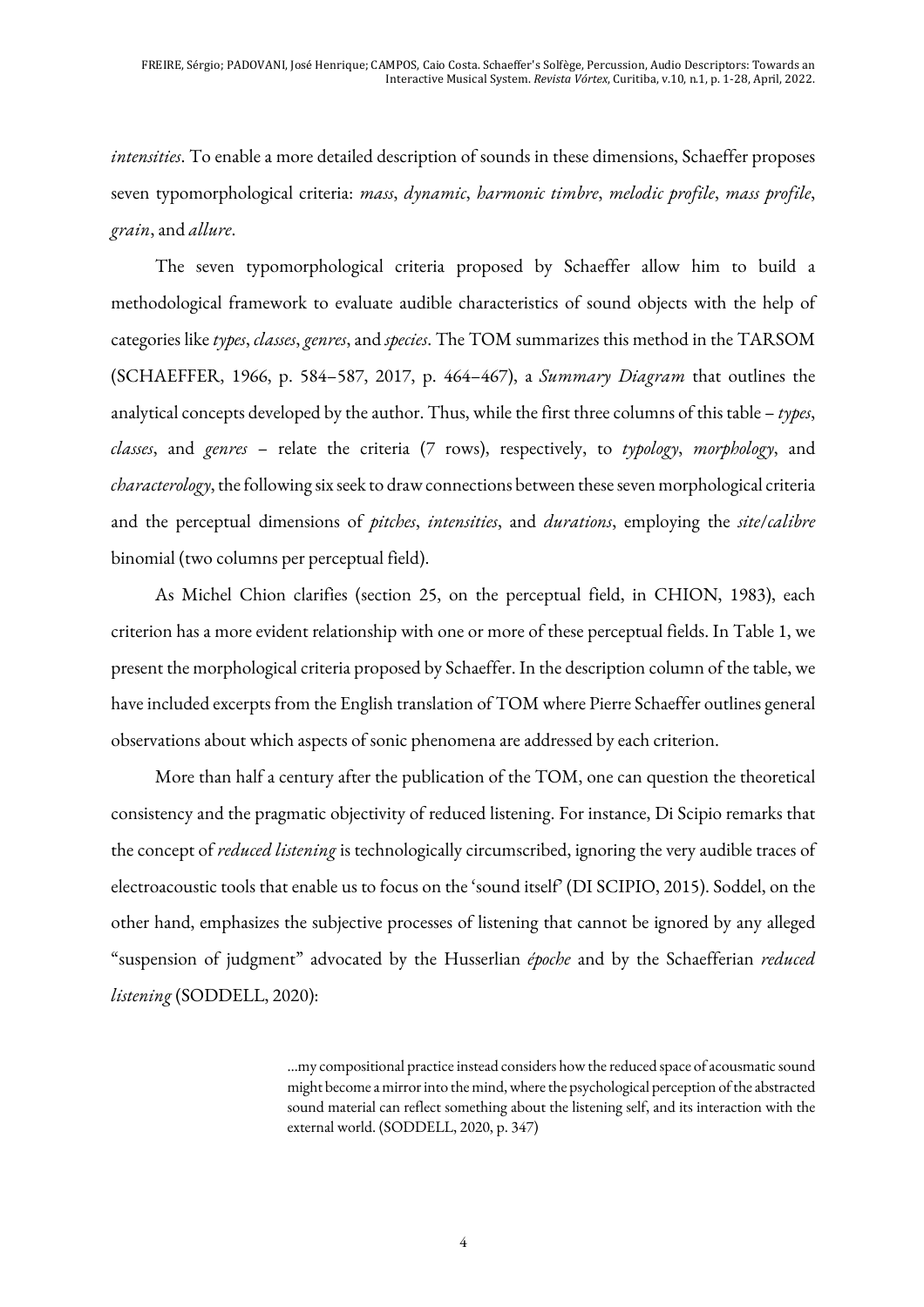*intensities*. To enable a more detailed description of sounds in these dimensions, Schaeffer proposes seven typomorphological criteria: *mass*, *dynamic*, *harmonic timbre*, *melodic profile*, *mass profile*, *grain*, and *allure*.

The seven typomorphological criteria proposed by Schaeffer allow him to build a methodological framework to evaluate audible characteristics of sound objects with the help of categories like *types*, *classes*, *genres*, and *species*. The TOM summarizes this method in the TARSOM (SCHAEFFER, 1966, p. 584–587, 2017, p. 464–467), a *Summary Diagram* that outlines the analytical concepts developed by the author. Thus, while the first three columns of this table – *types*, *classes*, and *genres* – relate the criteria (7 rows), respectively, to *typology*, *morphology*, and *characterology*, the following six seek to draw connections between these seven morphological criteria and the perceptual dimensions of *pitches*, *intensities*, and *durations*, employing the *site/calibre* binomial (two columns per perceptual field).

As Michel Chion clarifies (section 25, on the perceptual field, in CHION, 1983), each criterion has a more evident relationship with one or more of these perceptual fields. In Table 1, we present the morphological criteria proposed by Schaeffer. In the description column of the table, we have included excerpts from the English translation of TOM where Pierre Schaeffer outlines general observations about which aspects of sonic phenomena are addressed by each criterion.

More than half a century after the publication of the TOM, one can question the theoretical consistency and the pragmatic objectivity of reduced listening. For instance, Di Scipio remarks that the concept of *reduced listening* is technologically circumscribed, ignoring the very audible traces of electroacoustic tools that enable us to focus on the 'sound itself' (DI SCIPIO, 2015). Soddel, on the other hand, emphasizes the subjective processes of listening that cannot be ignored by any alleged "suspension of judgment" advocated by the Husserlian *époche* and by the Schaefferian *reduced listening* (SODDELL, 2020):

> ...my compositional practice instead considers how the reduced space of acousmatic sound might become a mirror into the mind, where the psychological perception of the abstracted sound material can reflect something about the listening self, and its interaction with the external world. (SODDELL, 2020, p. 347)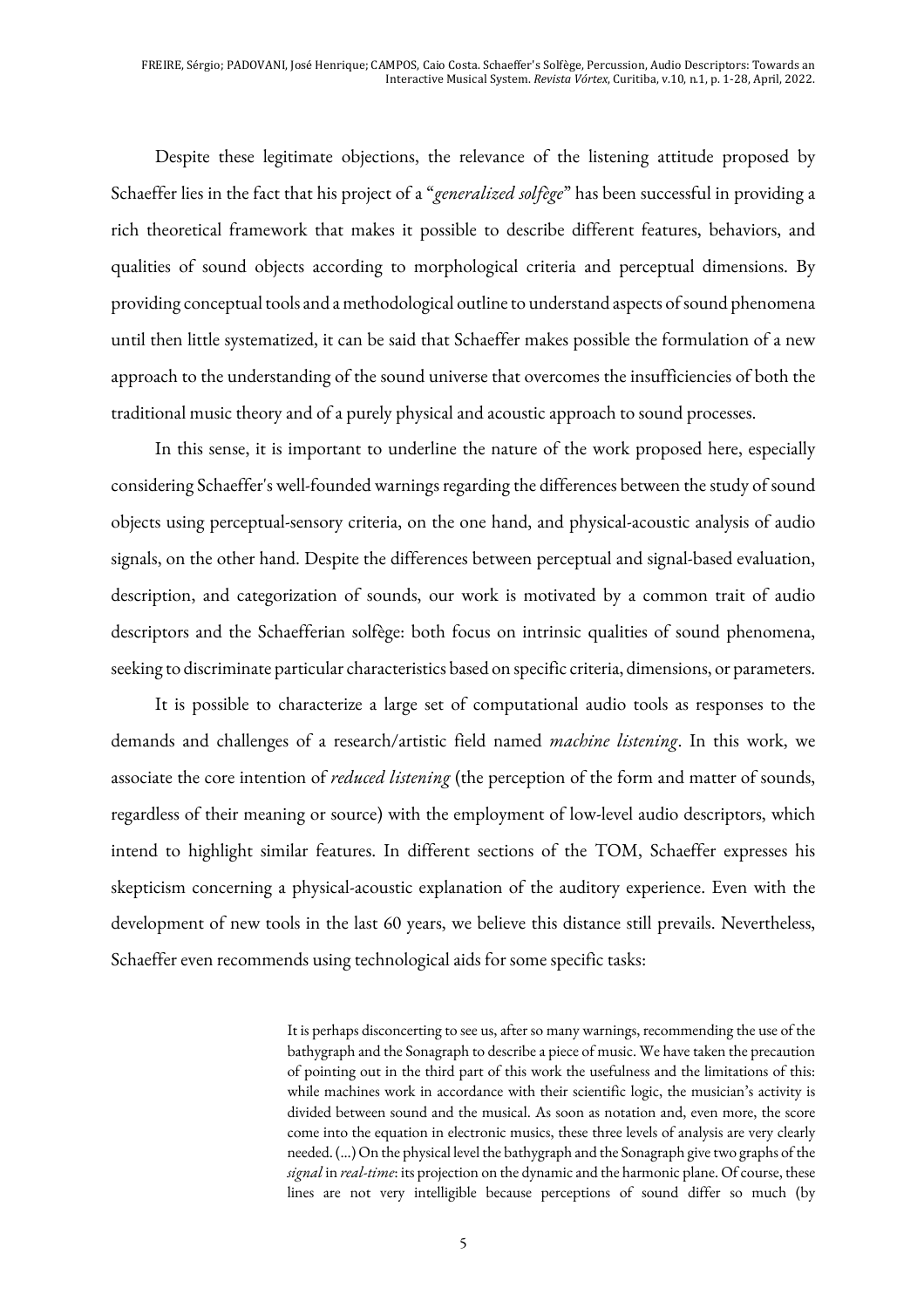Despite these legitimate objections, the relevance of the listening attitude proposed by Schaeffer lies in the fact that his project of a "*generalized solfège*" has been successful in providing a rich theoretical framework that makes it possible to describe different features, behaviors, and qualities of sound objects according to morphological criteria and perceptual dimensions. By providing conceptual tools and a methodological outline to understand aspects of sound phenomena until then little systematized, it can be said that Schaeffer makes possible the formulation of a new approach to the understanding of the sound universe that overcomes the insufficiencies of both the traditional music theory and of a purely physical and acoustic approach to sound processes.

In this sense, it is important to underline the nature of the work proposed here, especially considering Schaeffer's well-founded warnings regarding the differences between the study of sound objects using perceptual-sensory criteria, on the one hand, and physical-acoustic analysis of audio signals, on the other hand. Despite the differences between perceptual and signal-based evaluation, description, and categorization of sounds, our work is motivated by a common trait of audio descriptors and the Schaefferian solfège: both focus on intrinsic qualities of sound phenomena, seeking to discriminate particular characteristics based on specific criteria, dimensions, or parameters.

It is possible to characterize a large set of computational audio tools as responses to the demands and challenges of a research/artistic field named *machine listening*. In this work, we associate the core intention of *reduced listening* (the perception of the form and matter of sounds, regardless of their meaning or source) with the employment of low-level audio descriptors, which intend to highlight similar features. In different sections of the TOM, Schaeffer expresses his skepticism concerning a physical-acoustic explanation of the auditory experience. Even with the development of new tools in the last 60 years, we believe this distance still prevails. Nevertheless, Schaeffer even recommends using technological aids for some specific tasks:

> It is perhaps disconcerting to see us, after so many warnings, recommending the use of the bathygraph and the Sonagraph to describe a piece of music. We have taken the precaution of pointing out in the third part of this work the usefulness and the limitations of this: while machines work in accordance with their scientific logic, the musician's activity is divided between sound and the musical. As soon as notation and, even more, the score come into the equation in electronic musics, these three levels of analysis are very clearly needed. (...) On the physical level the bathygraph and the Sonagraph give two graphs of the *signal* in *real-time*: its projection on the dynamic and the harmonic plane. Of course, these lines are not very intelligible because perceptions of sound differ so much (by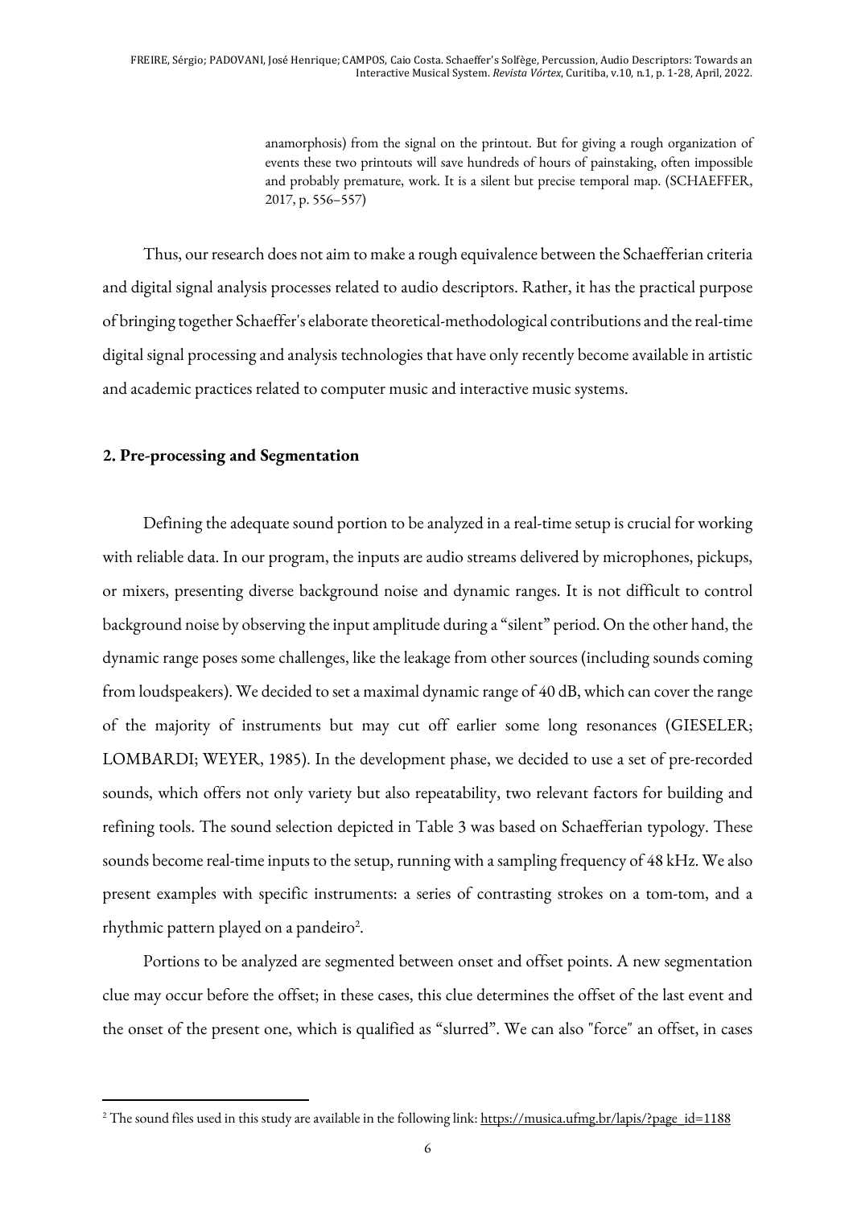> anamorphosis) from the signal on the printout. But for giving a rough organization of events these two printouts will save hundreds of hours of painstaking, often impossible and probably premature, work. It is a silent but precise temporal map. (SCHAEFFER, 2017, p. 556–557)

Thus, our research does not aim to make a rough equivalence between the Schaefferian criteria and digital signal analysis processes related to audio descriptors. Rather, it has the practical purpose of bringing together Schaeffer's elaborate theoretical-methodological contributions and the real-time digital signal processing and analysis technologies that have only recently become available in artistic and academic practices related to computer music and interactive music systems.

## 2. Pre-processing and Segmentation

Defining the adequate sound portion to be analyzed in a real-time setup is crucial for working with reliable data. In our program, the inputs are audio streams delivered by microphones, pickups, or mixers, presenting diverse background noise and dynamic ranges. It is not difficult to control background noise by observing the input amplitude during a "silent" period. On the other hand, the dynamic range poses some challenges, like the leakage from other sources (including sounds coming from loudspeakers). We decided to set a maximal dynamic range of 40 dB, which can cover the range of the majority of instruments but may cut off earlier some long resonances (GIESELER; LOMBARDI; WEYER, 1985). In the development phase, we decided to use a set of pre-recorded sounds, which offers not only variety but also repeatability, two relevant factors for building and refining tools. The sound selection depicted in Table 3 was based on Schaefferian typology. These sounds become real-time inputs to the setup, running with a sampling frequency of 48 kHz. We also present examples with specific instruments: a series of contrasting strokes on a tom-tom, and a rhythmic pattern played on a pandeiro[2].

Portions to be analyzed are segmented between onset and offset points. A new segmentation clue may occur before the offset; in these cases, this clue determines the offset of the last event and the onset of the present one, which is qualified as "slurred". We can also "force" an offset, in cases

[2] The sound files used in this study are available in the following link: https://musica.ufmg.br/lapis/?page_id=1188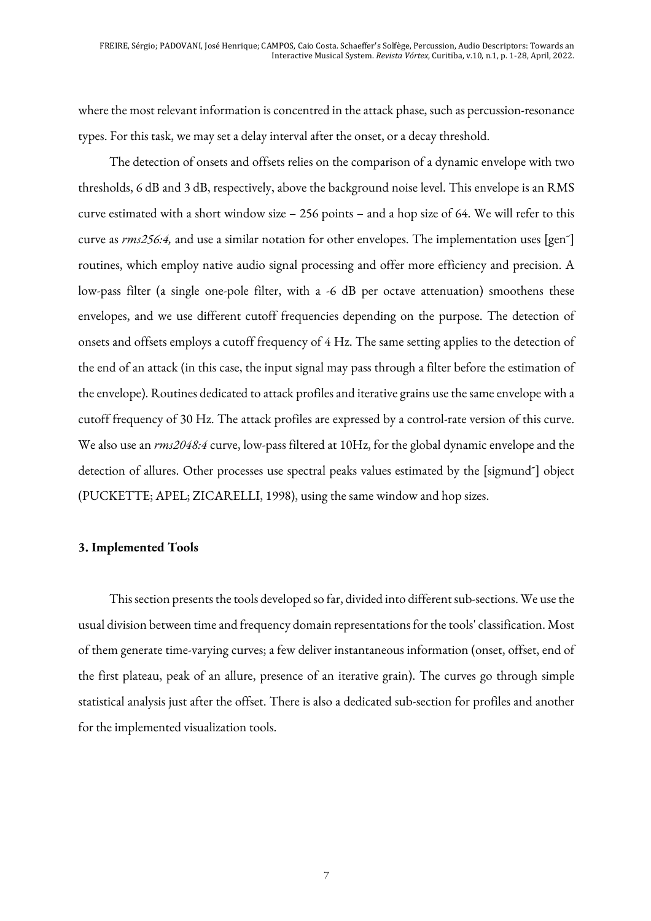where the most relevant information is concentred in the attack phase, such as percussion-resonance types. For this task, we may set a delay interval after the onset, or a decay threshold.

The detection of onsets and offsets relies on the comparison of a dynamic envelope with two thresholds, 6 dB and 3 dB, respectively, above the background noise level. This envelope is an RMS curve estimated with a short window size – 256 points – and a hop size of 64. We will refer to this curve as *rms256:4,* and use a similar notation for other envelopes. The implementation uses [gen~] routines, which employ native audio signal processing and offer more efficiency and precision. A low-pass filter (a single one-pole filter, with a -6 dB per octave attenuation) smoothens these envelopes, and we use different cutoff frequencies depending on the purpose. The detection of onsets and offsets employs a cutoff frequency of 4 Hz. The same setting applies to the detection of the end of an attack (in this case, the input signal may pass through a filter before the estimation of the envelope). Routines dedicated to attack profiles and iterative grains use the same envelope with a cutoff frequency of 30 Hz. The attack profiles are expressed by a control-rate version of this curve. We also use an *rms2048:4* curve, low-pass filtered at 10Hz, for the global dynamic envelope and the detection of allures. Other processes use spectral peaks values estimated by the [sigmund~] object (PUCKETTE; APEL; ZICARELLI, 1998), using the same window and hop sizes.

### 3. Implemented Tools

This section presents the tools developed so far, divided into different sub-sections. We use the usual division between time and frequency domain representations for the tools' classification. Most of them generate time-varying curves; a few deliver instantaneous information (onset, offset, end of the first plateau, peak of an allure, presence of an iterative grain). The curves go through simple statistical analysis just after the offset. There is also a dedicated sub-section for profiles and another for the implemented visualization tools.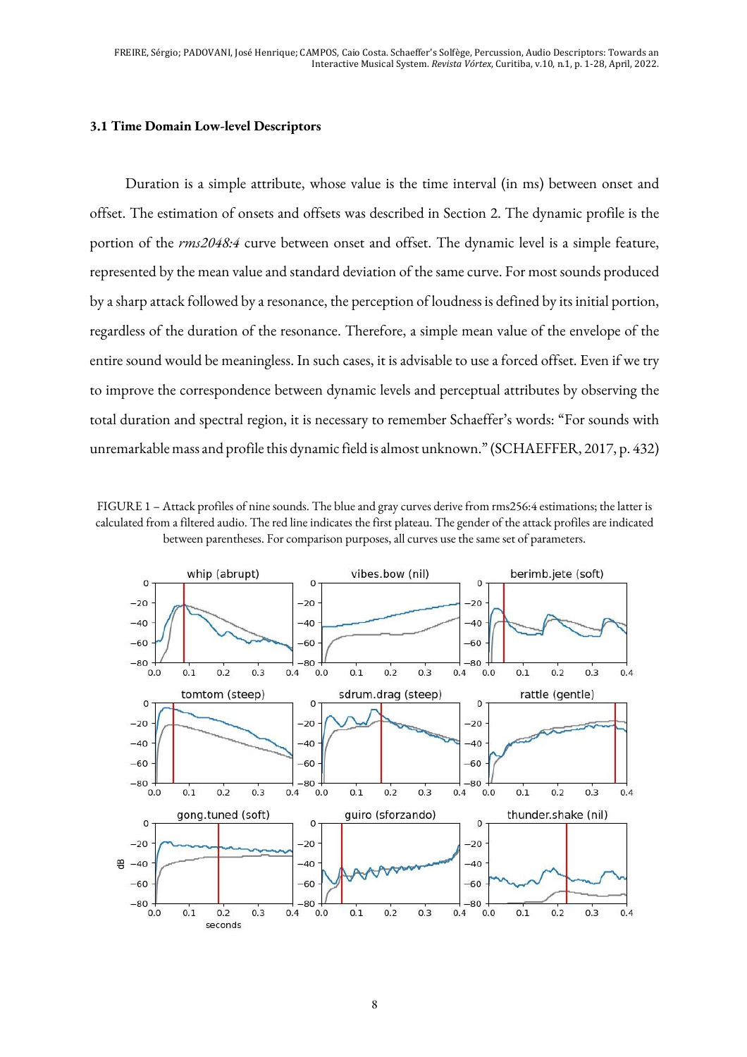### 3.1 Time Domain Low-level Descriptors

Duration is a simple attribute, whose value is the time interval (in ms) between onset and offset. The estimation of onsets and offsets was described in Section 2. The dynamic profile is the portion of the *rms2048:4* curve between onset and offset. The dynamic level is a simple feature, represented by the mean value and standard deviation of the same curve. For most sounds produced by a sharp attack followed by a resonance, the perception of loudness is defined by its initial portion, regardless of the duration of the resonance. Therefore, a simple mean value of the envelope of the entire sound would be meaningless. In such cases, it is advisable to use a forced offset. Even if we try to improve the correspondence between dynamic levels and perceptual attributes by observing the total duration and spectral region, it is necessary to remember Schaeffer's words: "For sounds with unremarkable mass and profile this dynamic field is almost unknown." (SCHAEFFER, 2017, p. 432)

FIGURE 1 – Attack profiles of nine sounds. The blue and gray curves derive from rms256:4 estimations; the latter is calculated from a filtered audio. The red line indicates the first plateau. The gender of the attack profiles are indicated between parentheses. For comparison purposes, all curves use the same set of parameters.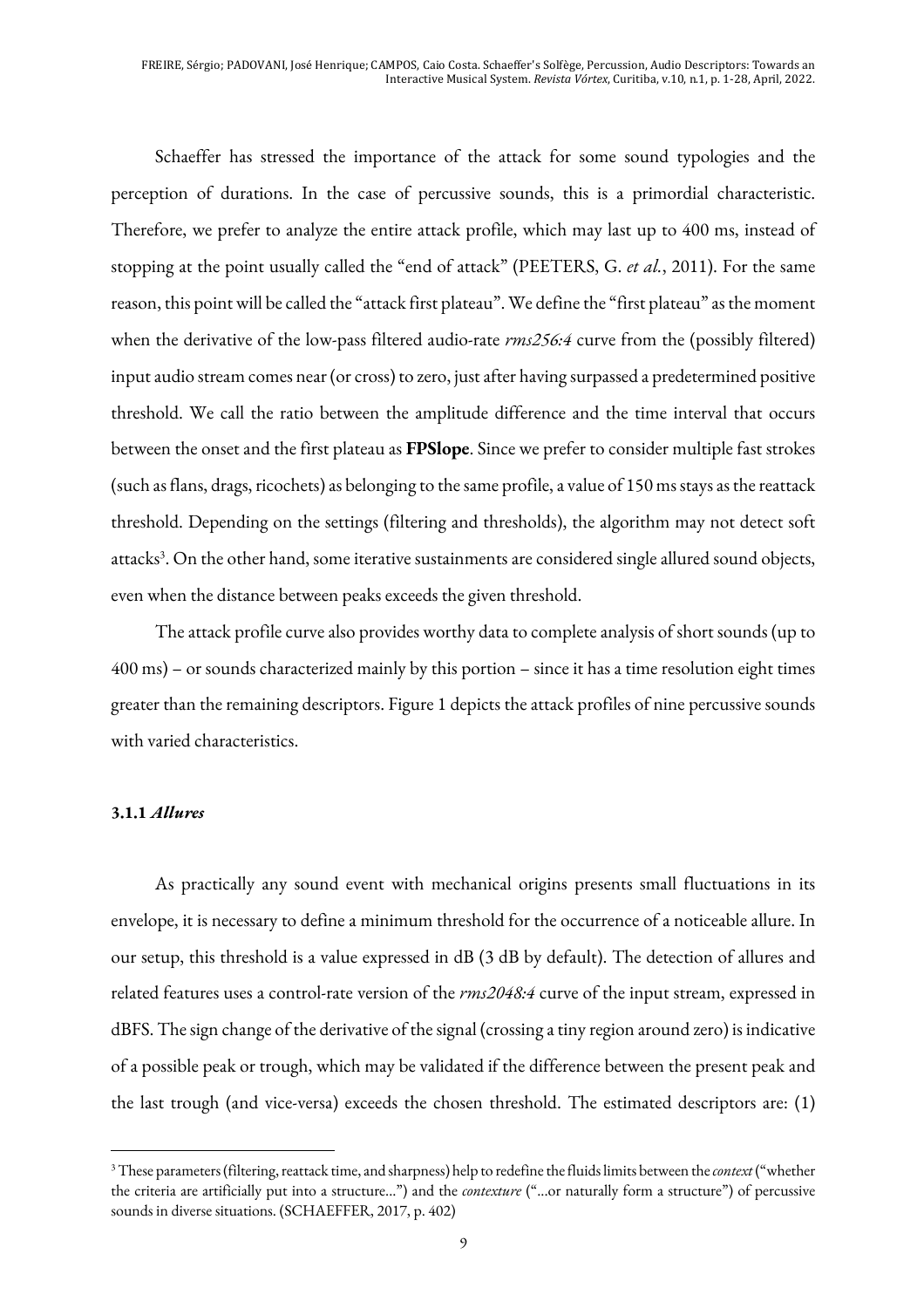Schaeffer has stressed the importance of the attack for some sound typologies and the perception of durations. In the case of percussive sounds, this is a primordial characteristic. Therefore, we prefer to analyze the entire attack profile, which may last up to 400 ms, instead of stopping at the point usually called the "end of attack" (PEETERS, G. *et al.*, 2011). For the same reason, this point will be called the "attack first plateau". We define the "first plateau" as the moment when the derivative of the low-pass filtered audio-rate *rms256:4* curve from the (possibly filtered) input audio stream comes near (or cross) to zero, just after having surpassed a predetermined positive threshold. We call the ratio between the amplitude difference and the time interval that occurs between the onset and the first plateau as **FPSlope**. Since we prefer to consider multiple fast strokes (such as flans, drags, ricochets) as belonging to the same profile, a value of 150 ms stays as the reattack threshold. Depending on the settings (filtering and thresholds), the algorithm may not detect soft attacks[3]. On the other hand, some iterative sustainments are considered single allured sound objects, even when the distance between peaks exceeds the given threshold.

The attack profile curve also provides worthy data to complete analysis of short sounds (up to 400 ms) – or sounds characterized mainly by this portion – since it has a time resolution eight times greater than the remaining descriptors. Figure 1 depicts the attack profiles of nine percussive sounds with varied characteristics.

### 3.1.1 *Allures*

As practically any sound event with mechanical origins presents small fluctuations in its envelope, it is necessary to define a minimum threshold for the occurrence of a noticeable allure. In our setup, this threshold is a value expressed in dB (3 dB by default). The detection of allures and related features uses a control-rate version of the *rms2048:4* curve of the input stream, expressed in dBFS. The sign change of the derivative of the signal (crossing a tiny region around zero) is indicative of a possible peak or trough, which may be validated if the difference between the present peak and the last trough (and vice-versa) exceeds the chosen threshold. The estimated descriptors are: (1)

---

[3] These parameters (filtering, reattack time, and sharpness) help to redefine the fluids limits between the *context* ("whether the criteria are artificially put into a structure...") and the *contexture* ("...or naturally form a structure") of percussive sounds in diverse situations. (SCHAEFFER, 2017, p. 402)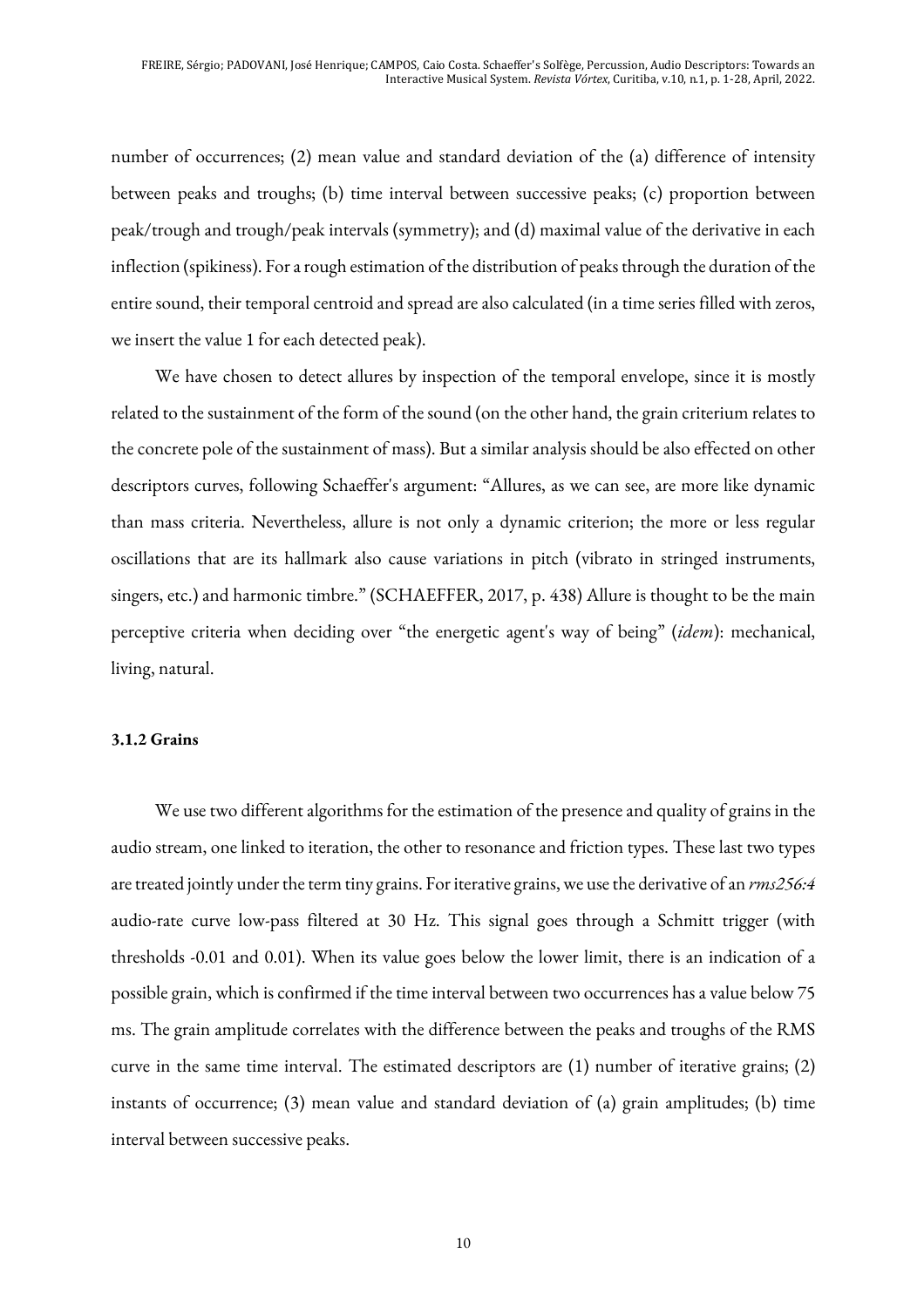number of occurrences; (2) mean value and standard deviation of the (a) difference of intensity between peaks and troughs; (b) time interval between successive peaks; (c) proportion between peak/trough and trough/peak intervals (symmetry); and (d) maximal value of the derivative in each inflection (spikiness). For a rough estimation of the distribution of peaks through the duration of the entire sound, their temporal centroid and spread are also calculated (in a time series filled with zeros, we insert the value 1 for each detected peak).

We have chosen to detect allures by inspection of the temporal envelope, since it is mostly related to the sustainment of the form of the sound (on the other hand, the grain criterium relates to the concrete pole of the sustainment of mass). But a similar analysis should be also effected on other descriptors curves, following Schaeffer's argument: "Allures, as we can see, are more like dynamic than mass criteria. Nevertheless, allure is not only a dynamic criterion; the more or less regular oscillations that are its hallmark also cause variations in pitch (vibrato in stringed instruments, singers, etc.) and harmonic timbre." (SCHAEFFER, 2017, p. 438) Allure is thought to be the main perceptive criteria when deciding over "the energetic agent's way of being" (*idem*): mechanical, living, natural.

### 3.1.2 Grains

We use two different algorithms for the estimation of the presence and quality of grains in the audio stream, one linked to iteration, the other to resonance and friction types. These last two types are treated jointly under the term tiny grains. For iterative grains, we use the derivative of an *rms256:4* audio-rate curve low-pass filtered at 30 Hz. This signal goes through a Schmitt trigger (with thresholds -0.01 and 0.01). When its value goes below the lower limit, there is an indication of a possible grain, which is confirmed if the time interval between two occurrences has a value below 75 ms. The grain amplitude correlates with the difference between the peaks and troughs of the RMS curve in the same time interval. The estimated descriptors are (1) number of iterative grains; (2) instants of occurrence; (3) mean value and standard deviation of (a) grain amplitudes; (b) time interval between successive peaks.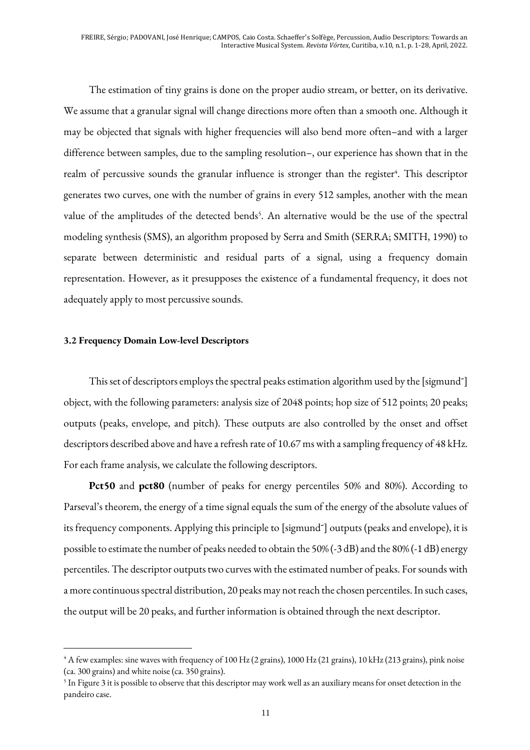The estimation of tiny grains is done on the proper audio stream, or better, on its derivative. We assume that a granular signal will change directions more often than a smooth one. Although it may be objected that signals with higher frequencies will also bend more often–and with a larger difference between samples, due to the sampling resolution–, our experience has shown that in the realm of percussive sounds the granular influence is stronger than the register[4]. This descriptor generates two curves, one with the number of grains in every 512 samples, another with the mean value of the amplitudes of the detected bends[5]. An alternative would be the use of the spectral modeling synthesis (SMS), an algorithm proposed by Serra and Smith (SERRA; SMITH, 1990) to separate between deterministic and residual parts of a signal, using a frequency domain representation. However, as it presupposes the existence of a fundamental frequency, it does not adequately apply to most percussive sounds.

### 3.2 Frequency Domain Low-level Descriptors

This set of descriptors employs the spectral peaks estimation algorithm used by the [sigmund~] object, with the following parameters: analysis size of 2048 points; hop size of 512 points; 20 peaks; outputs (peaks, envelope, and pitch). These outputs are also controlled by the onset and offset descriptors described above and have a refresh rate of 10.67 ms with a sampling frequency of 48 kHz. For each frame analysis, we calculate the following descriptors.

**Pct50** and **pct80** (number of peaks for energy percentiles 50% and 80%). According to Parseval's theorem, the energy of a time signal equals the sum of the energy of the absolute values of its frequency components. Applying this principle to [sigmund~] outputs (peaks and envelope), it is possible to estimate the number of peaks needed to obtain the 50% (-3 dB) and the 80% (-1 dB) energy percentiles. The descriptor outputs two curves with the estimated number of peaks. For sounds with a more continuous spectral distribution, 20 peaks may not reach the chosen percentiles. In such cases, the output will be 20 peaks, and further information is obtained through the next descriptor.

---

[4] A few examples: sine waves with frequency of 100 Hz (2 grains), 1000 Hz (21 grains), 10 kHz (213 grains), pink noise (ca. 300 grains) and white noise (ca. 350 grains).

[5] In Figure 3 it is possible to observe that this descriptor may work well as an auxiliary means for onset detection in the pandeiro case.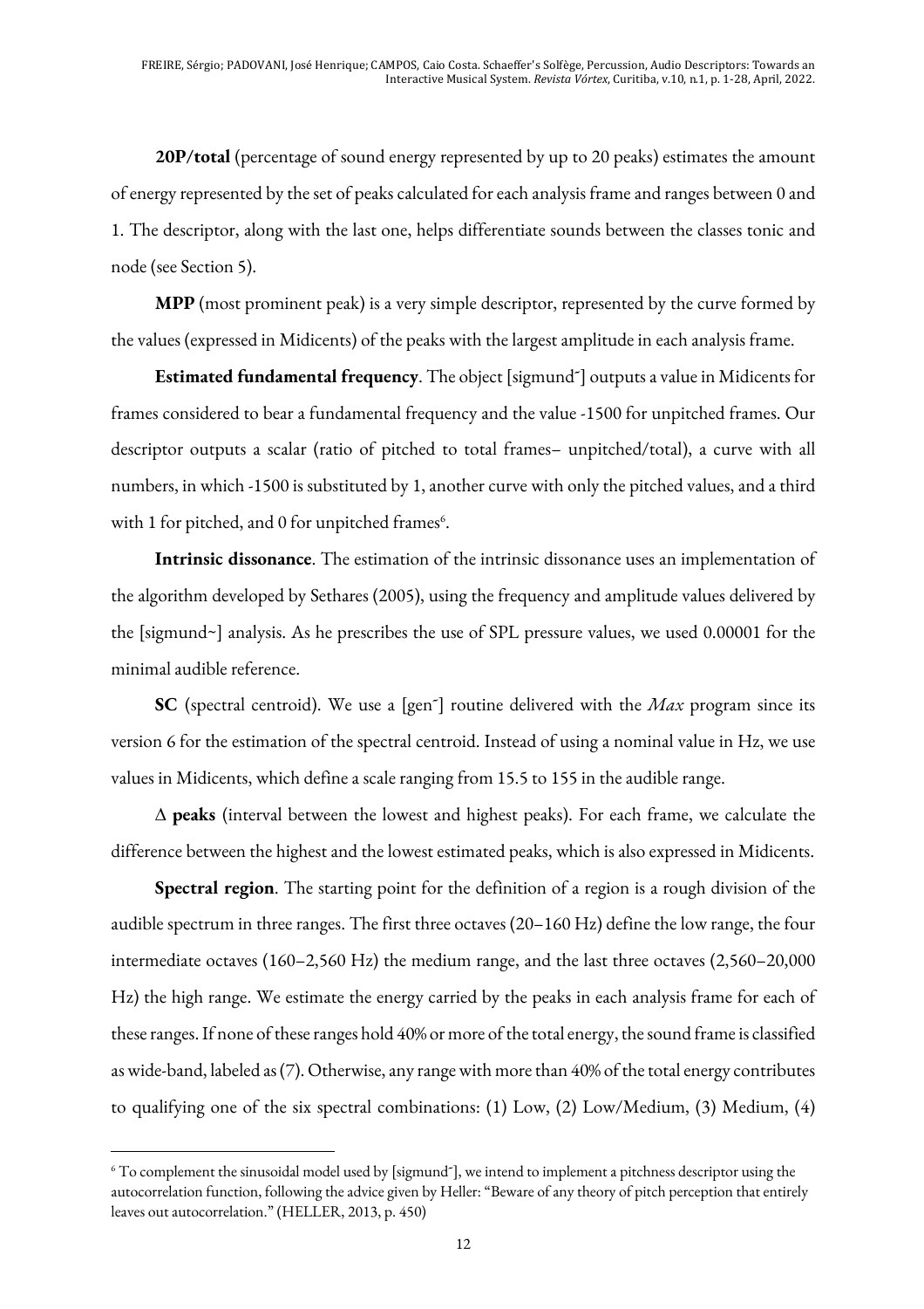**20P/total** (percentage of sound energy represented by up to 20 peaks) estimates the amount of energy represented by the set of peaks calculated for each analysis frame and ranges between 0 and 1. The descriptor, along with the last one, helps differentiate sounds between the classes tonic and node (see Section 5).

**MPP** (most prominent peak) is a very simple descriptor, represented by the curve formed by the values (expressed in Midicents) of the peaks with the largest amplitude in each analysis frame.

**Estimated fundamental frequency**. The object [sigmund~] outputs a value in Midicents for frames considered to bear a fundamental frequency and the value -1500 for unpitched frames. Our descriptor outputs a scalar (ratio of pitched to total frames– unpitched/total), a curve with all numbers, in which -1500 is substituted by 1, another curve with only the pitched values, and a third with 1 for pitched, and 0 for unpitched frames[6].

**Intrinsic dissonance**. The estimation of the intrinsic dissonance uses an implementation of the algorithm developed by Sethares (2005), using the frequency and amplitude values delivered by the [sigmund~] analysis. As he prescribes the use of SPL pressure values, we used 0.00001 for the minimal audible reference.

**SC** (spectral centroid). We use a [gen~] routine delivered with the *Max* program since its version 6 for the estimation of the spectral centroid. Instead of using a nominal value in Hz, we use values in Midicents, which define a scale ranging from 15.5 to 155 in the audible range.

∆ **peaks** (interval between the lowest and highest peaks). For each frame, we calculate the difference between the highest and the lowest estimated peaks, which is also expressed in Midicents.

**Spectral region**. The starting point for the definition of a region is a rough division of the audible spectrum in three ranges. The first three octaves (20–160 Hz) define the low range, the four intermediate octaves (160–2,560 Hz) the medium range, and the last three octaves (2,560–20,000 Hz) the high range. We estimate the energy carried by the peaks in each analysis frame for each of these ranges. If none of these ranges hold 40% or more of the total energy, the sound frame is classified as wide-band, labeled as (7). Otherwise, any range with more than 40% of the total energy contributes to qualifying one of the six spectral combinations: (1) Low, (2) Low/Medium, (3) Medium, (4)

---

[6] To complement the sinusoidal model used by [sigmund~], we intend to implement a pitchness descriptor using the autocorrelation function, following the advice given by Heller: "Beware of any theory of pitch perception that entirely leaves out autocorrelation." (HELLER, 2013, p. 450)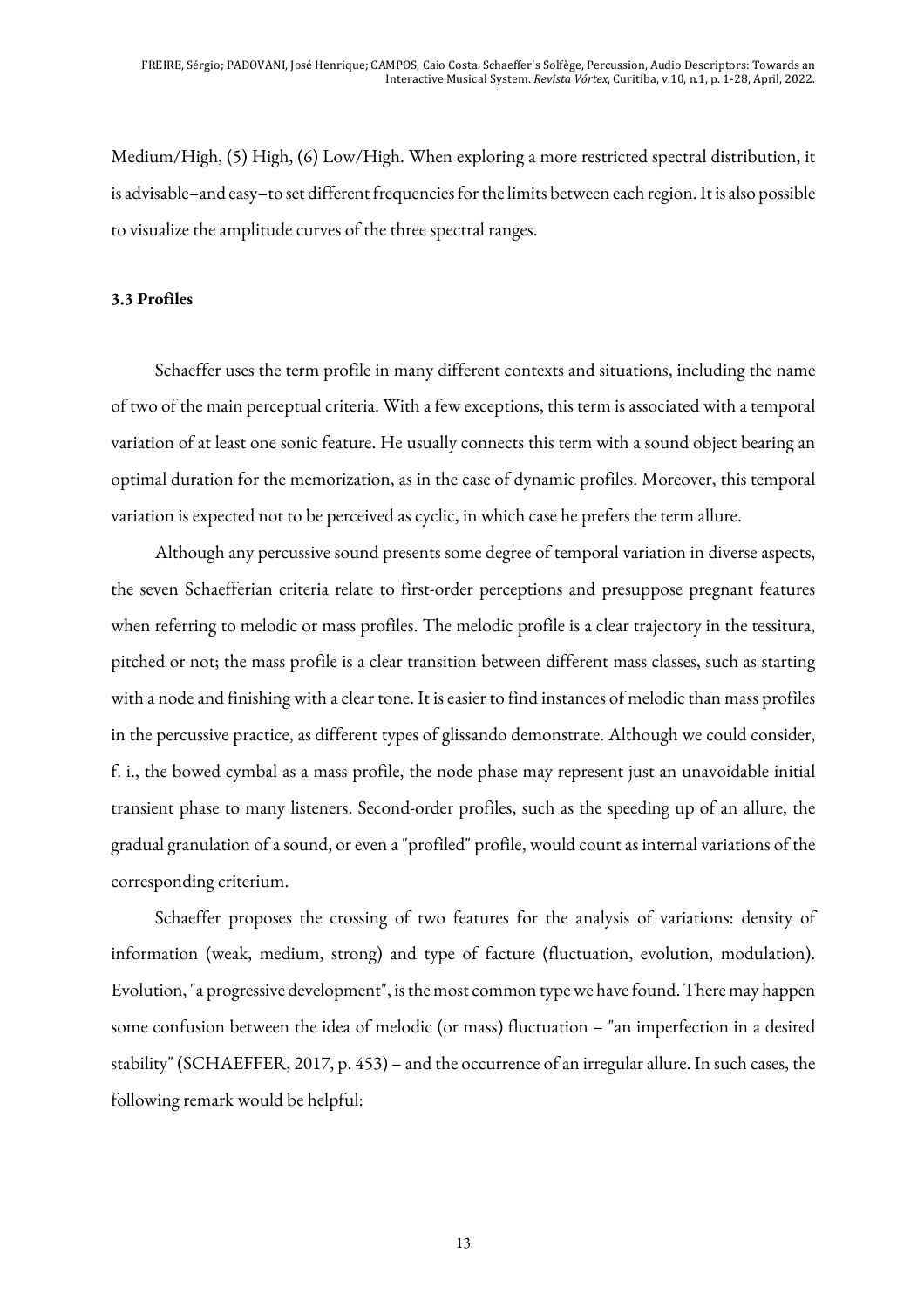Medium/High, (5) High, (6) Low/High. When exploring a more restricted spectral distribution, it is advisable–and easy–to set different frequencies for the limits between each region. It is also possible to visualize the amplitude curves of the three spectral ranges.

### 3.3 Profiles

Schaeffer uses the term profile in many different contexts and situations, including the name of two of the main perceptual criteria. With a few exceptions, this term is associated with a temporal variation of at least one sonic feature. He usually connects this term with a sound object bearing an optimal duration for the memorization, as in the case of dynamic profiles. Moreover, this temporal variation is expected not to be perceived as cyclic, in which case he prefers the term allure.

Although any percussive sound presents some degree of temporal variation in diverse aspects, the seven Schaefferian criteria relate to first-order perceptions and presuppose pregnant features when referring to melodic or mass profiles. The melodic profile is a clear trajectory in the tessitura, pitched or not; the mass profile is a clear transition between different mass classes, such as starting with a node and finishing with a clear tone. It is easier to find instances of melodic than mass profiles in the percussive practice, as different types of glissando demonstrate. Although we could consider, f. i., the bowed cymbal as a mass profile, the node phase may represent just an unavoidable initial transient phase to many listeners. Second-order profiles, such as the speeding up of an allure, the gradual granulation of a sound, or even a "profiled" profile, would count as internal variations of the corresponding criterium.

Schaeffer proposes the crossing of two features for the analysis of variations: density of information (weak, medium, strong) and type of facture (fluctuation, evolution, modulation). Evolution, "a progressive development", is the most common type we have found. There may happen some confusion between the idea of melodic (or mass) fluctuation – "an imperfection in a desired stability" (SCHAEFFER, 2017, p. 453) – and the occurrence of an irregular allure. In such cases, the following remark would be helpful: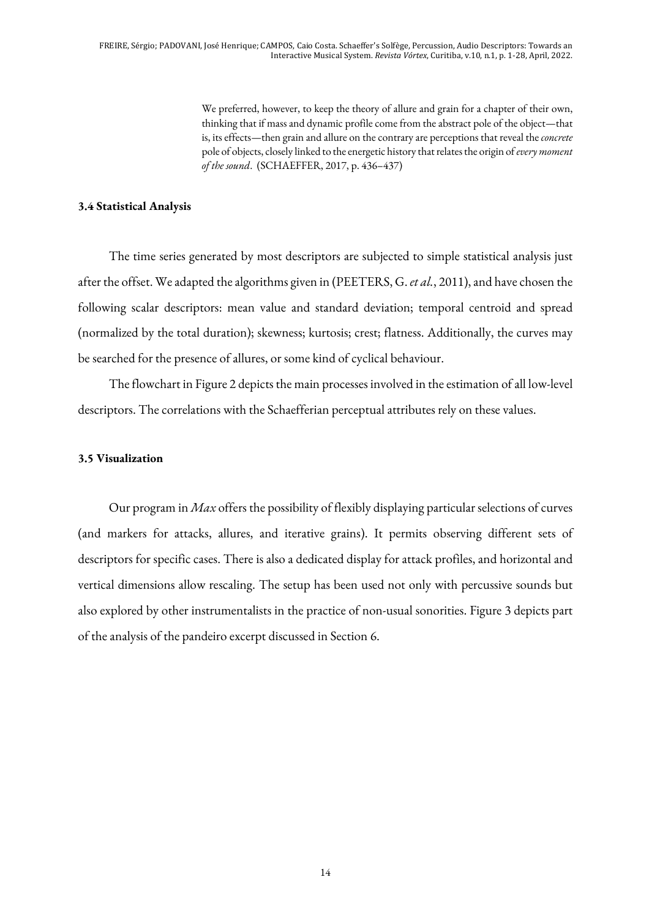> We preferred, however, to keep the theory of allure and grain for a chapter of their own, thinking that if mass and dynamic profile come from the abstract pole of the object—that is, its effects—then grain and allure on the contrary are perceptions that reveal the *concrete* pole of objects, closely linked to the energetic history that relates the origin of *every moment of the sound*. (SCHAEFFER, 2017, p. 436–437)

### 3.4 Statistical Analysis

The time series generated by most descriptors are subjected to simple statistical analysis just after the offset. We adapted the algorithms given in (PEETERS, G. *et al.*, 2011), and have chosen the following scalar descriptors: mean value and standard deviation; temporal centroid and spread (normalized by the total duration); skewness; kurtosis; crest; flatness. Additionally, the curves may be searched for the presence of allures, or some kind of cyclical behaviour.

The flowchart in Figure 2 depicts the main processes involved in the estimation of all low-level descriptors. The correlations with the Schaefferian perceptual attributes rely on these values.

### 3.5 Visualization

Our program in *Max* offers the possibility of flexibly displaying particular selections of curves (and markers for attacks, allures, and iterative grains). It permits observing different sets of descriptors for specific cases. There is also a dedicated display for attack profiles, and horizontal and vertical dimensions allow rescaling. The setup has been used not only with percussive sounds but also explored by other instrumentalists in the practice of non-usual sonorities. Figure 3 depicts part of the analysis of the pandeiro excerpt discussed in Section 6.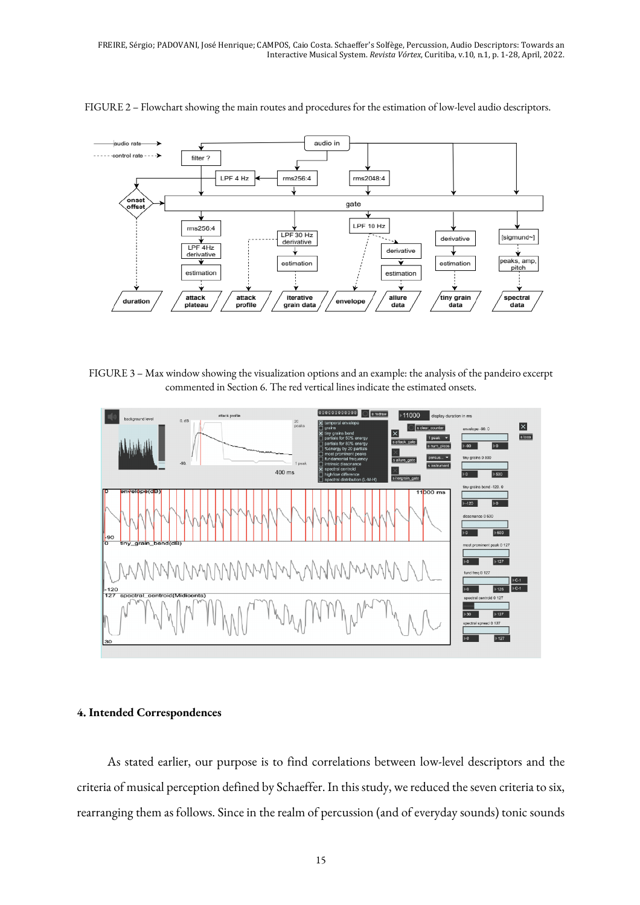FIGURE 2 – Flowchart showing the main routes and procedures for the estimation of low-level audio descriptors.

FIGURE 3 – Max window showing the visualization options and an example: the analysis of the pandeiro excerpt commented in Section 6. The red vertical lines indicate the estimated onsets.

## 4. Intended Correspondences

As stated earlier, our purpose is to find correlations between low-level descriptors and the criteria of musical perception defined by Schaeffer. In this study, we reduced the seven criteria to six, rearranging them as follows. Since in the realm of percussion (and of everyday sounds) tonic sounds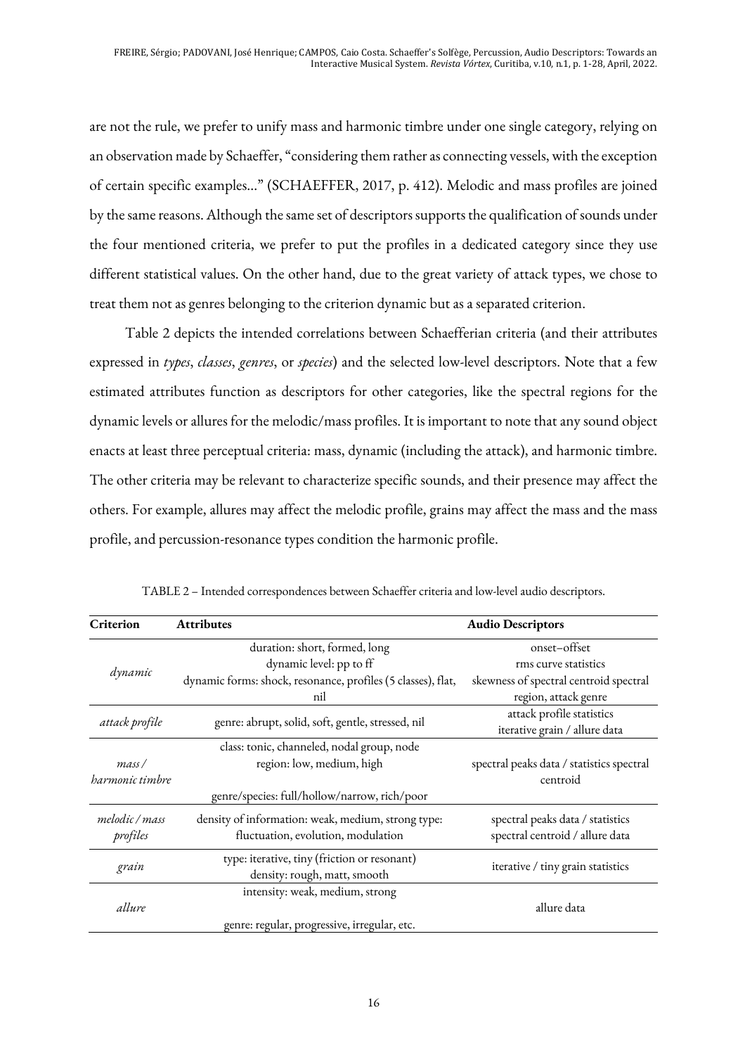are not the rule, we prefer to unify mass and harmonic timbre under one single category, relying on an observation made by Schaeffer, "considering them rather as connecting vessels, with the exception of certain specific examples..." (SCHAEFFER, 2017, p. 412). Melodic and mass profiles are joined by the same reasons. Although the same set of descriptors supports the qualification of sounds under the four mentioned criteria, we prefer to put the profiles in a dedicated category since they use different statistical values. On the other hand, due to the great variety of attack types, we chose to treat them not as genres belonging to the criterion dynamic but as a separated criterion.

Table 2 depicts the intended correlations between Schaefferian criteria (and their attributes expressed in *types*, *classes*, *genres*, or *species*) and the selected low-level descriptors. Note that a few estimated attributes function as descriptors for other categories, like the spectral regions for the dynamic levels or allures for the melodic/mass profiles. It is important to note that any sound object enacts at least three perceptual criteria: mass, dynamic (including the attack), and harmonic timbre. The other criteria may be relevant to characterize specific sounds, and their presence may affect the others. For example, allures may affect the melodic profile, grains may affect the mass and the mass profile, and percussion-resonance types condition the harmonic profile.

TABLE 2 – Intended correspondences between Schaeffer criteria and low-level audio descriptors.

| Criterion | Attributes | Audio Descriptors |
|---|---|---|
| *dynamic* | duration: short, formed, long<br>dynamic level: pp to ff<br>dynamic forms: shock, resonance, profiles (5 classes), flat, nil | onset–offset<br>rms curve statistics<br>skewness of spectral centroid spectral region, attack genre |
| *attack profile* | genre: abrupt, solid, soft, gentle, stressed, nil | attack profile statistics<br>iterative grain / allure data |
| *mass / harmonic timbre* | class: tonic, channeled, nodal group, node<br>region: low, medium, high<br>genre/species: full/hollow/narrow, rich/poor | spectral peaks data / statistics spectral centroid |
| *melodic / mass profiles* | density of information: weak, medium, strong type: fluctuation, evolution, modulation | spectral peaks data / statistics spectral centroid / allure data |
| *grain* | type: iterative, tiny (friction or resonant)<br>density: rough, matt, smooth | iterative / tiny grain statistics |
| *allure* | intensity: weak, medium, strong<br>genre: regular, progressive, irregular, etc. | allure data |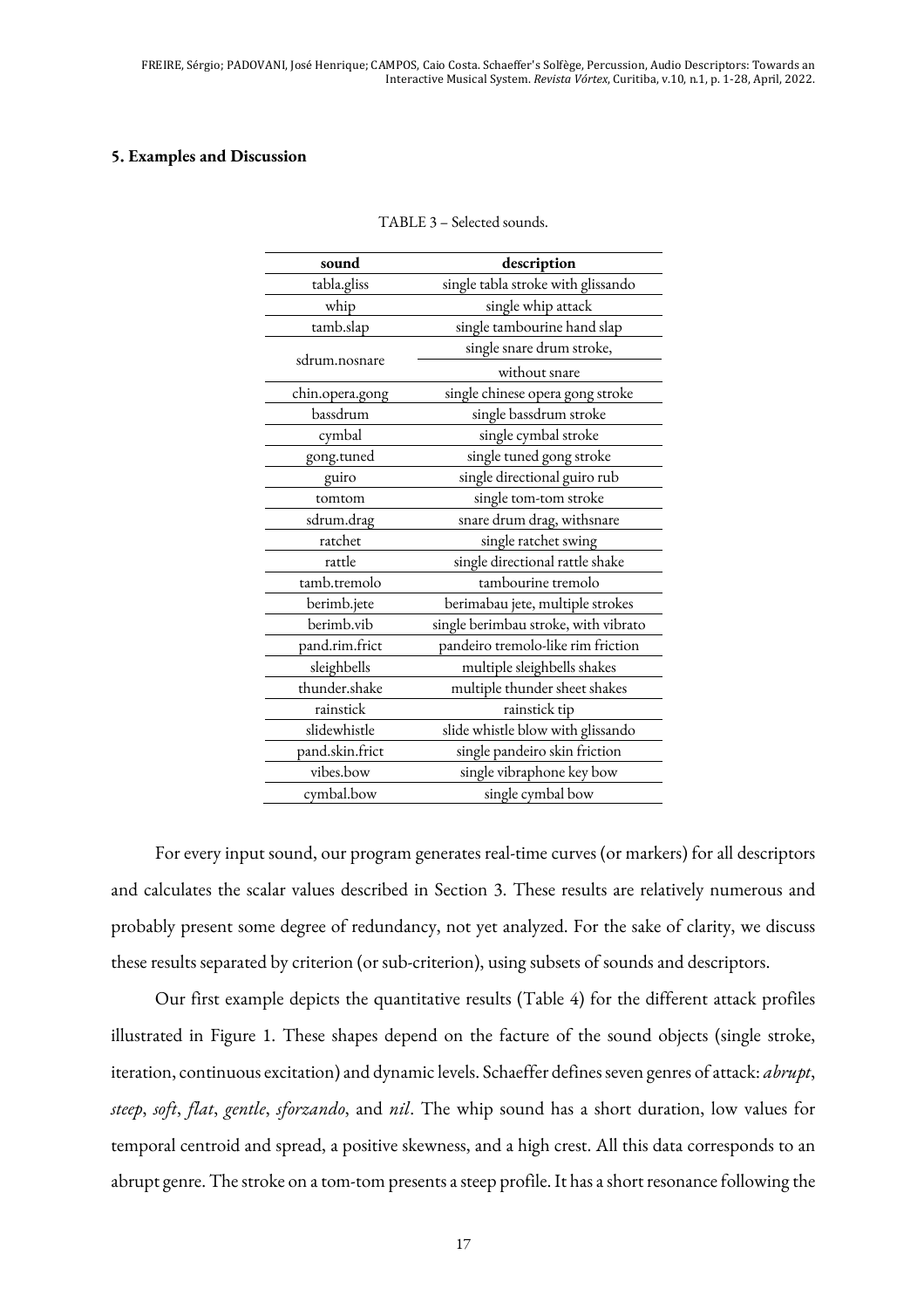### 5. Examples and Discussion

TABLE 3 – Selected sounds.

| sound | description |
|---|---|
| tabla.gliss | single tabla stroke with glissando |
| whip | single whip attack |
| tamb.slap | single tambourine hand slap |
| sdrum.nosnare | single snare drum stroke, without snare |
| chin.opera.gong | single chinese opera gong stroke |
| bassdrum | single bassdrum stroke |
| cymbal | single cymbal stroke |
| gong.tuned | single tuned gong stroke |
| guiro | single directional guiro rub |
| tomtom | single tom-tom stroke |
| sdrum.drag | snare drum drag, withsnare |
| ratchet | single ratchet swing |
| rattle | single directional rattle shake |
| tamb.tremolo | tambourine tremolo |
| berimb.jete | berimabau jete, multiple strokes |
| berimb.vib | single berimbau stroke, with vibrato |
| pand.rim.frict | pandeiro tremolo-like rim friction |
| sleighbells | multiple sleighbells shakes |
| thunder.shake | multiple thunder sheet shakes |
| rainstick | rainstick tip |
| slidewhistle | slide whistle blow with glissando |
| pand.skin.frict | single pandeiro skin friction |
| vibes.bow | single vibraphone key bow |
| cymbal.bow | single cymbal bow |

For every input sound, our program generates real-time curves (or markers) for all descriptors and calculates the scalar values described in Section 3. These results are relatively numerous and probably present some degree of redundancy, not yet analyzed. For the sake of clarity, we discuss these results separated by criterion (or sub-criterion), using subsets of sounds and descriptors.

Our first example depicts the quantitative results (Table 4) for the different attack profiles illustrated in Figure 1. These shapes depend on the facture of the sound objects (single stroke, iteration, continuous excitation) and dynamic levels. Schaeffer defines seven genres of attack: *abrupt*, *steep*, *soft*, *flat*, *gentle*, *sforzando*, and *nil*. The whip sound has a short duration, low values for temporal centroid and spread, a positive skewness, and a high crest. All this data corresponds to an abrupt genre. The stroke on a tom-tom presents a steep profile. It has a short resonance following the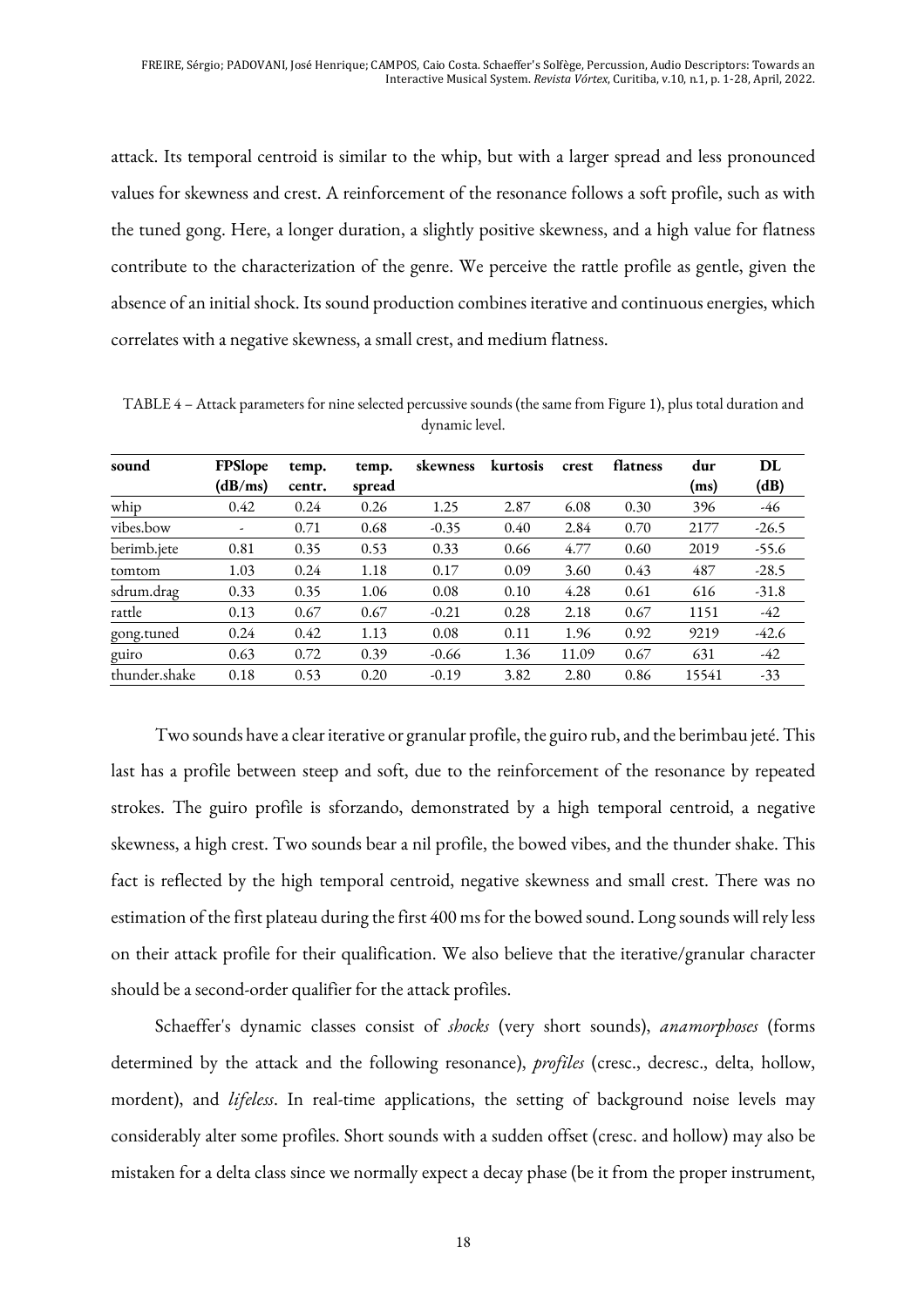attack. Its temporal centroid is similar to the whip, but with a larger spread and less pronounced values for skewness and crest. A reinforcement of the resonance follows a soft profile, such as with the tuned gong. Here, a longer duration, a slightly positive skewness, and a high value for flatness contribute to the characterization of the genre. We perceive the rattle profile as gentle, given the absence of an initial shock. Its sound production combines iterative and continuous energies, which correlates with a negative skewness, a small crest, and medium flatness.

TABLE 4 – Attack parameters for nine selected percussive sounds (the same from Figure 1), plus total duration and dynamic level.

| sound | FPSlope (dB/ms) | temp. centr. | temp. spread | skewness | kurtosis | crest | flatness | dur (ms) | DL (dB) |
|---|---|---|---|---|---|---|---|---|---|
| whip | 0.42 | 0.24 | 0.26 | 1.25 | 2.87 | 6.08 | 0.30 | 396 | -46 |
| vibes.bow | - | 0.71 | 0.68 | -0.35 | 0.40 | 2.84 | 0.70 | 2177 | -26.5 |
| berimb.jete | 0.81 | 0.35 | 0.53 | 0.33 | 0.66 | 4.77 | 0.60 | 2019 | -55.6 |
| tomtom | 1.03 | 0.24 | 1.18 | 0.17 | 0.09 | 3.60 | 0.43 | 487 | -28.5 |
| sdrum.drag | 0.33 | 0.35 | 1.06 | 0.08 | 0.10 | 4.28 | 0.61 | 616 | -31.8 |
| rattle | 0.13 | 0.67 | 0.67 | -0.21 | 0.28 | 2.18 | 0.67 | 1151 | -42 |
| gong.tuned | 0.24 | 0.42 | 1.13 | 0.08 | 0.11 | 1.96 | 0.92 | 9219 | -42.6 |
| guiro | 0.63 | 0.72 | 0.39 | -0.66 | 1.36 | 11.09 | 0.67 | 631 | -42 |
| thunder.shake | 0.18 | 0.53 | 0.20 | -0.19 | 3.82 | 2.80 | 0.86 | 15541 | -33 |

Two sounds have a clear iterative or granular profile, the guiro rub, and the berimbau jeté. This last has a profile between steep and soft, due to the reinforcement of the resonance by repeated strokes. The guiro profile is sforzando, demonstrated by a high temporal centroid, a negative skewness, a high crest. Two sounds bear a nil profile, the bowed vibes, and the thunder shake. This fact is reflected by the high temporal centroid, negative skewness and small crest. There was no estimation of the first plateau during the first 400 ms for the bowed sound. Long sounds will rely less on their attack profile for their qualification. We also believe that the iterative/granular character should be a second-order qualifier for the attack profiles.

Schaeffer's dynamic classes consist of *shocks* (very short sounds), *anamorphoses* (forms determined by the attack and the following resonance), *profiles* (cresc., decresc., delta, hollow, mordent), and *lifeless*. In real-time applications, the setting of background noise levels may considerably alter some profiles. Short sounds with a sudden offset (cresc. and hollow) may also be mistaken for a delta class since we normally expect a decay phase (be it from the proper instrument,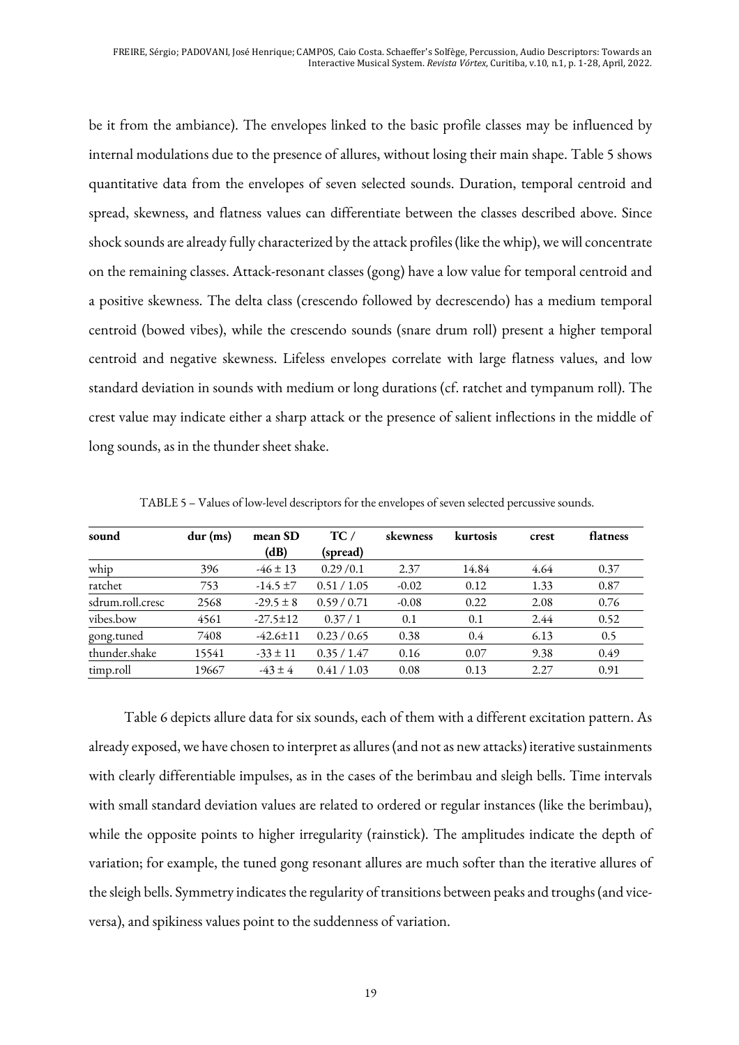be it from the ambiance). The envelopes linked to the basic profile classes may be influenced by internal modulations due to the presence of allures, without losing their main shape. Table 5 shows quantitative data from the envelopes of seven selected sounds. Duration, temporal centroid and spread, skewness, and flatness values can differentiate between the classes described above. Since shock sounds are already fully characterized by the attack profiles (like the whip), we will concentrate on the remaining classes. Attack-resonant classes (gong) have a low value for temporal centroid and a positive skewness. The delta class (crescendo followed by decrescendo) has a medium temporal centroid (bowed vibes), while the crescendo sounds (snare drum roll) present a higher temporal centroid and negative skewness. Lifeless envelopes correlate with large flatness values, and low standard deviation in sounds with medium or long durations (cf. ratchet and tympanum roll). The crest value may indicate either a sharp attack or the presence of salient inflections in the middle of long sounds, as in the thunder sheet shake.

TABLE 5 – Values of low-level descriptors for the envelopes of seven selected percussive sounds.

| sound | dur (ms) | mean SD (dB) | TC / (spread) | skewness | kurtosis | crest | flatness |
|---|---|---|---|---|---|---|---|
| whip | 396 | -46 ± 13 | 0.29 /0.1 | 2.37 | 14.84 | 4.64 | 0.37 |
| ratchet | 753 | -14.5 ±7 | 0.51 / 1.05 | -0.02 | 0.12 | 1.33 | 0.87 |
| sdrum.roll.cresc | 2568 | -29.5 ± 8 | 0.59 / 0.71 | -0.08 | 0.22 | 2.08 | 0.76 |
| vibes.bow | 4561 | -27.5±12 | 0.37 / 1 | 0.1 | 0.1 | 2.44 | 0.52 |
| gong.tuned | 7408 | -42.6±11 | 0.23 / 0.65 | 0.38 | 0.4 | 6.13 | 0.5 |
| thunder.shake | 15541 | -33 ± 11 | 0.35 / 1.47 | 0.16 | 0.07 | 9.38 | 0.49 |
| timp.roll | 19667 | -43 ± 4 | 0.41 / 1.03 | 0.08 | 0.13 | 2.27 | 0.91 |

Table 6 depicts allure data for six sounds, each of them with a different excitation pattern. As already exposed, we have chosen to interpret as allures (and not as new attacks) iterative sustainments with clearly differentiable impulses, as in the cases of the berimbau and sleigh bells. Time intervals with small standard deviation values are related to ordered or regular instances (like the berimbau), while the opposite points to higher irregularity (rainstick). The amplitudes indicate the depth of variation; for example, the tuned gong resonant allures are much softer than the iterative allures of the sleigh bells. Symmetry indicates the regularity of transitions between peaks and troughs (and vice-versa), and spikiness values point to the suddenness of variation.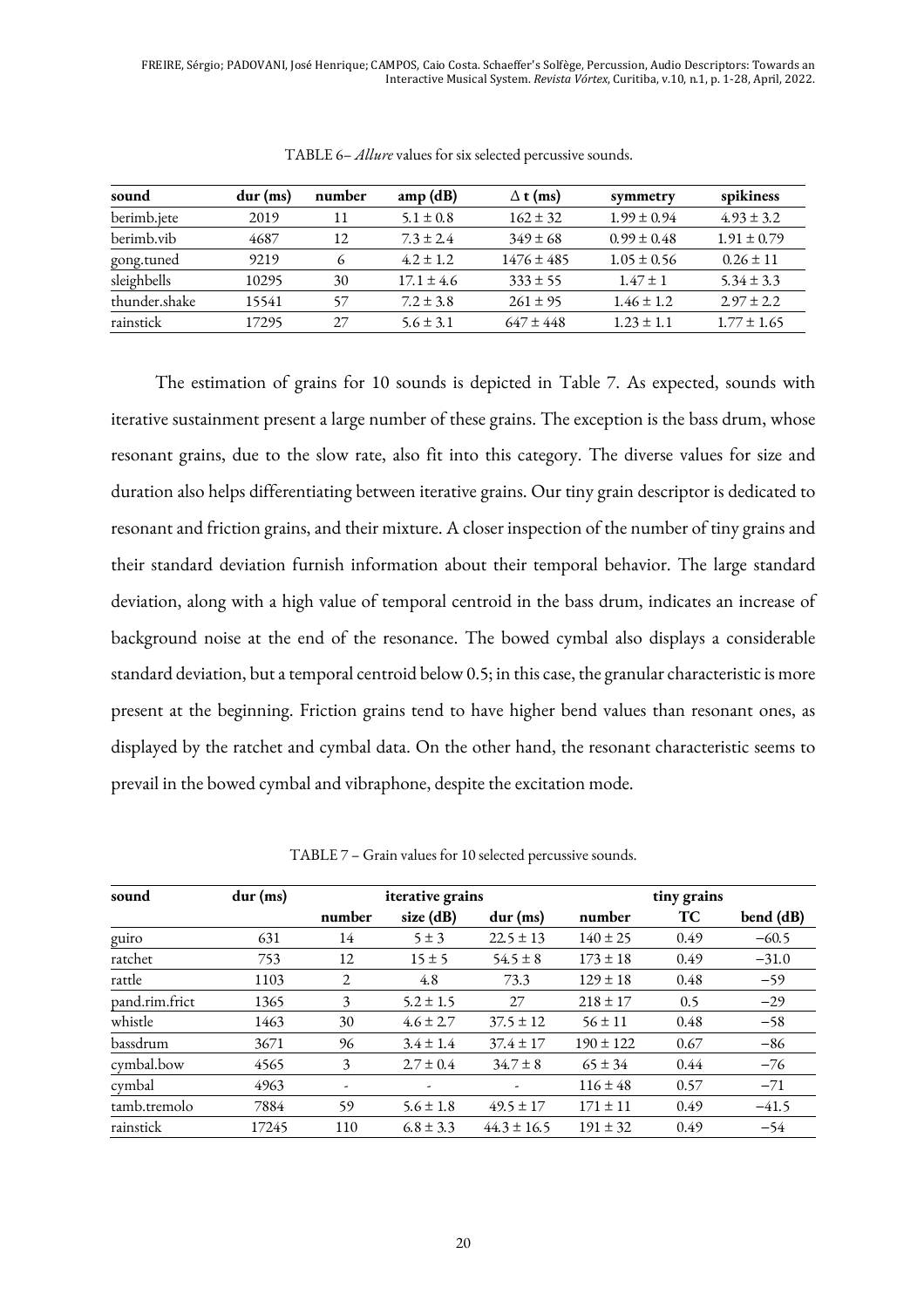TABLE 6– *Allure* values for six selected percussive sounds.

| sound | dur (ms) | number | amp (dB) | ∆ t (ms) | symmetry | spikiness |
|---|---|---|---|---|---|---|
| berimb.jete | 2019 | 11 | 5.1 ± 0.8 | 162 ± 32 | 1.99 ± 0.94 | 4.93 ± 3.2 |
| berimb.vib | 4687 | 12 | 7.3 ± 2.4 | 349 ± 68 | 0.99 ± 0.48 | 1.91 ± 0.79 |
| gong.tuned | 9219 | 6 | 4.2 ± 1.2 | 1476 ± 485 | 1.05 ± 0.56 | 0.26 ± 11 |
| sleighbells | 10295 | 30 | 17.1 ± 4.6 | 333 ± 55 | 1.47 ± 1 | 5.34 ± 3.3 |
| thunder.shake | 15541 | 57 | 7.2 ± 3.8 | 261 ± 95 | 1.46 ± 1.2 | 2.97 ± 2.2 |
| rainstick | 17295 | 27 | 5.6 ± 3.1 | 647 ± 448 | 1.23 ± 1.1 | 1.77 ± 1.65 |

The estimation of grains for 10 sounds is depicted in Table 7. As expected, sounds with iterative sustainment present a large number of these grains. The exception is the bass drum, whose resonant grains, due to the slow rate, also fit into this category. The diverse values for size and duration also helps differentiating between iterative grains. Our tiny grain descriptor is dedicated to resonant and friction grains, and their mixture. A closer inspection of the number of tiny grains and their standard deviation furnish information about their temporal behavior. The large standard deviation, along with a high value of temporal centroid in the bass drum, indicates an increase of background noise at the end of the resonance. The bowed cymbal also displays a considerable standard deviation, but a temporal centroid below 0.5; in this case, the granular characteristic is more present at the beginning. Friction grains tend to have higher bend values than resonant ones, as displayed by the ratchet and cymbal data. On the other hand, the resonant characteristic seems to prevail in the bowed cymbal and vibraphone, despite the excitation mode.

TABLE 7 – Grain values for 10 selected percussive sounds.

| sound | dur (ms) | iterative grains | | | tiny grains | | |
|---|---|---|---|---|---|---|---|
| | | number | size (dB) | dur (ms) | number | TC | bend (dB) |
| guiro | 631 | 14 | 5 ± 3 | 22.5 ± 13 | 140 ± 25 | 0.49 | −60.5 |
| ratchet | 753 | 12 | 15 ± 5 | 54.5 ± 8 | 173 ± 18 | 0.49 | −31.0 |
| rattle | 1103 | 2 | 4.8 | 73.3 | 129 ± 18 | 0.48 | −59 |
| pand.rim.frict | 1365 | 3 | 5.2 ± 1.5 | 27 | 218 ± 17 | 0.5 | −29 |
| whistle | 1463 | 30 | 4.6 ± 2.7 | 37.5 ± 12 | 56 ± 11 | 0.48 | −58 |
| bassdrum | 3671 | 96 | 3.4 ± 1.4 | 37.4 ± 17 | 190 ± 122 | 0.67 | −86 |
| cymbal.bow | 4565 | 3 | 2.7 ± 0.4 | 34.7 ± 8 | 65 ± 34 | 0.44 | −76 |
| cymbal | 4963 | - | - | - | 116 ± 48 | 0.57 | −71 |
| tamb.tremolo | 7884 | 59 | 5.6 ± 1.8 | 49.5 ± 17 | 171 ± 11 | 0.49 | −41.5 |
| rainstick | 17245 | 110 | 6.8 ± 3.3 | 44.3 ± 16.5 | 191 ± 32 | 0.49 | −54 |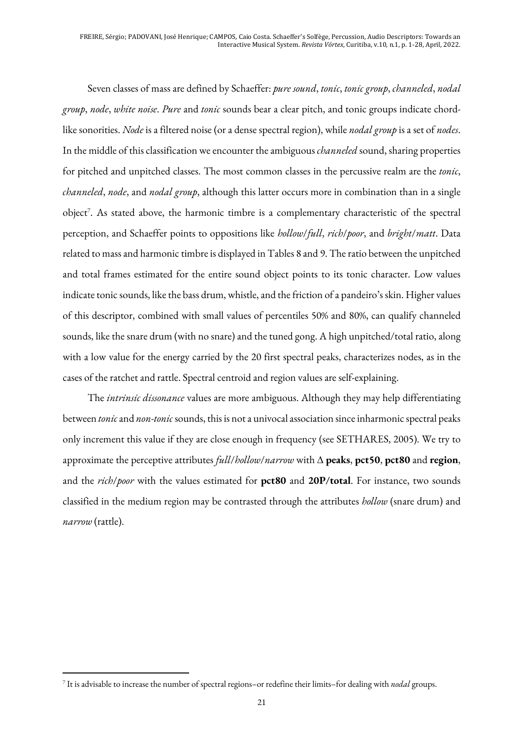Seven classes of mass are defined by Schaeffer: *pure sound*, *tonic*, *tonic group*, *channeled*, *nodal group*, *node*, *white noise*. *Pure* and *tonic* sounds bear a clear pitch, and tonic groups indicate chord-like sonorities. *Node* is a filtered noise (or a dense spectral region), while *nodal group* is a set of *nodes*. In the middle of this classification we encounter the ambiguous *channeled* sound, sharing properties for pitched and unpitched classes. The most common classes in the percussive realm are the *tonic*, *channeled*, *node*, and *nodal group*, although this latter occurs more in combination than in a single object[7]. As stated above, the harmonic timbre is a complementary characteristic of the spectral perception, and Schaeffer points to oppositions like *hollow/full*, *rich/poor*, and *bright/matt*. Data related to mass and harmonic timbre is displayed in Tables 8 and 9. The ratio between the unpitched and total frames estimated for the entire sound object points to its tonic character. Low values indicate tonic sounds, like the bass drum, whistle, and the friction of a pandeiro's skin. Higher values of this descriptor, combined with small values of percentiles 50% and 80%, can qualify channeled sounds, like the snare drum (with no snare) and the tuned gong. A high unpitched/total ratio, along with a low value for the energy carried by the 20 first spectral peaks, characterizes nodes, as in the cases of the ratchet and rattle. Spectral centroid and region values are self-explaining.

The *intrinsic dissonance* values are more ambiguous. Although they may help differentiating between *tonic* and *non-tonic* sounds, this is not a univocal association since inharmonic spectral peaks only increment this value if they are close enough in frequency (see SETHARES, 2005). We try to approximate the perceptive attributes *full/hollow/narrow* with $\Delta$ **peaks**, **pct50**, **pct80** and **region**, and the *rich/poor* with the values estimated for **pct80** and **20P/total**. For instance, two sounds classified in the medium region may be contrasted through the attributes *hollow* (snare drum) and *narrow* (rattle).

[7] It is advisable to increase the number of spectral regions–or redefine their limits–for dealing with *nodal* groups.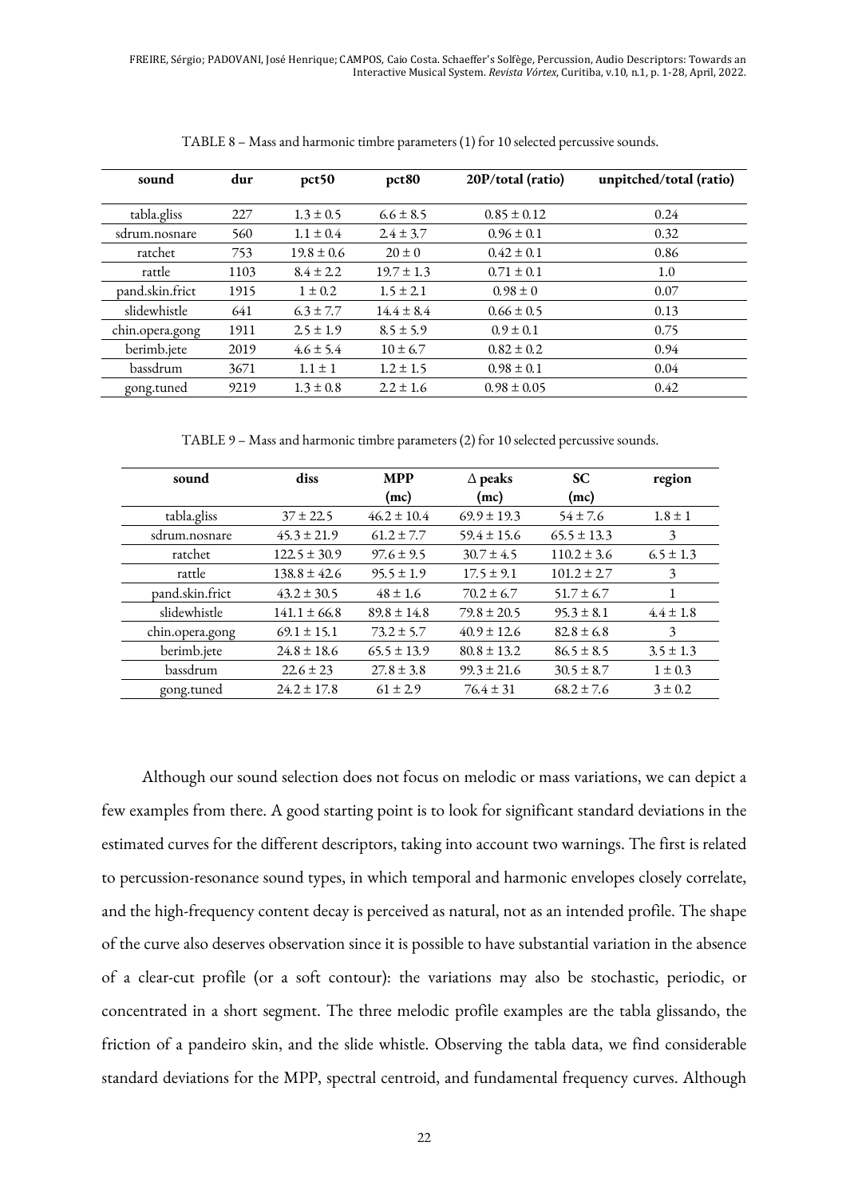TABLE 8 – Mass and harmonic timbre parameters (1) for 10 selected percussive sounds.

| sound | dur | pct50 | pct80 | 20P/total (ratio) | unpitched/total (ratio) |
|---|---|---|---|---|---|
| tabla.gliss | 227 | 1.3 ± 0.5 | 6.6 ± 8.5 | 0.85 ± 0.12 | 0.24 |
| sdrum.nosnare | 560 | 1.1 ± 0.4 | 2.4 ± 3.7 | 0.96 ± 0.1 | 0.32 |
| ratchet | 753 | 19.8 ± 0.6 | 20 ± 0 | 0.42 ± 0.1 | 0.86 |
| rattle | 1103 | 8.4 ± 2.2 | 19.7 ± 1.3 | 0.71 ± 0.1 | 1.0 |
| pand.skin.frict | 1915 | 1 ± 0.2 | 1.5 ± 2.1 | 0.98 ± 0 | 0.07 |
| slidewhistle | 641 | 6.3 ± 7.7 | 14.4 ± 8.4 | 0.66 ± 0.5 | 0.13 |
| chin.opera.gong | 1911 | 2.5 ± 1.9 | 8.5 ± 5.9 | 0.9 ± 0.1 | 0.75 |
| berimb.jete | 2019 | 4.6 ± 5.4 | 10 ± 6.7 | 0.82 ± 0.2 | 0.94 |
| bassdrum | 3671 | 1.1 ± 1 | 1.2 ± 1.5 | 0.98 ± 0.1 | 0.04 |
| gong.tuned | 9219 | 1.3 ± 0.8 | 2.2 ± 1.6 | 0.98 ± 0.05 | 0.42 |

TABLE 9 – Mass and harmonic timbre parameters (2) for 10 selected percussive sounds.

| sound | diss | MPP (mc) | Δ peaks (mc) | SC (mc) | region |
|---|---|---|---|---|---|
| tabla.gliss | 37 ± 22.5 | 46.2 ± 10.4 | 69.9 ± 19.3 | 54 ± 7.6 | 1.8 ± 1 |
| sdrum.nosnare | 45.3 ± 21.9 | 61.2 ± 7.7 | 59.4 ± 15.6 | 65.5 ± 13.3 | 3 |
| ratchet | 122.5 ± 30.9 | 97.6 ± 9.5 | 30.7 ± 4.5 | 110.2 ± 3.6 | 6.5 ± 1.3 |
| rattle | 138.8 ± 42.6 | 95.5 ± 1.9 | 17.5 ± 9.1 | 101.2 ± 2.7 | 3 |
| pand.skin.frict | 43.2 ± 30.5 | 48 ± 1.6 | 70.2 ± 6.7 | 51.7 ± 6.7 | 1 |
| slidewhistle | 141.1 ± 66.8 | 89.8 ± 14.8 | 79.8 ± 20.5 | 95.3 ± 8.1 | 4.4 ± 1.8 |
| chin.opera.gong | 69.1 ± 15.1 | 73.2 ± 5.7 | 40.9 ± 12.6 | 82.8 ± 6.8 | 3 |
| berimb.jete | 24.8 ± 18.6 | 65.5 ± 13.9 | 80.8 ± 13.2 | 86.5 ± 8.5 | 3.5 ± 1.3 |
| bassdrum | 22.6 ± 23 | 27.8 ± 3.8 | 99.3 ± 21.6 | 30.5 ± 8.7 | 1 ± 0.3 |
| gong.tuned | 24.2 ± 17.8 | 61 ± 2.9 | 76.4 ± 31 | 68.2 ± 7.6 | 3 ± 0.2 |

Although our sound selection does not focus on melodic or mass variations, we can depict a few examples from there. A good starting point is to look for significant standard deviations in the estimated curves for the different descriptors, taking into account two warnings. The first is related to percussion-resonance sound types, in which temporal and harmonic envelopes closely correlate, and the high-frequency content decay is perceived as natural, not as an intended profile. The shape of the curve also deserves observation since it is possible to have substantial variation in the absence of a clear-cut profile (or a soft contour): the variations may also be stochastic, periodic, or concentrated in a short segment. The three melodic profile examples are the tabla glissando, the friction of a pandeiro skin, and the slide whistle. Observing the tabla data, we find considerable standard deviations for the MPP, spectral centroid, and fundamental frequency curves. Although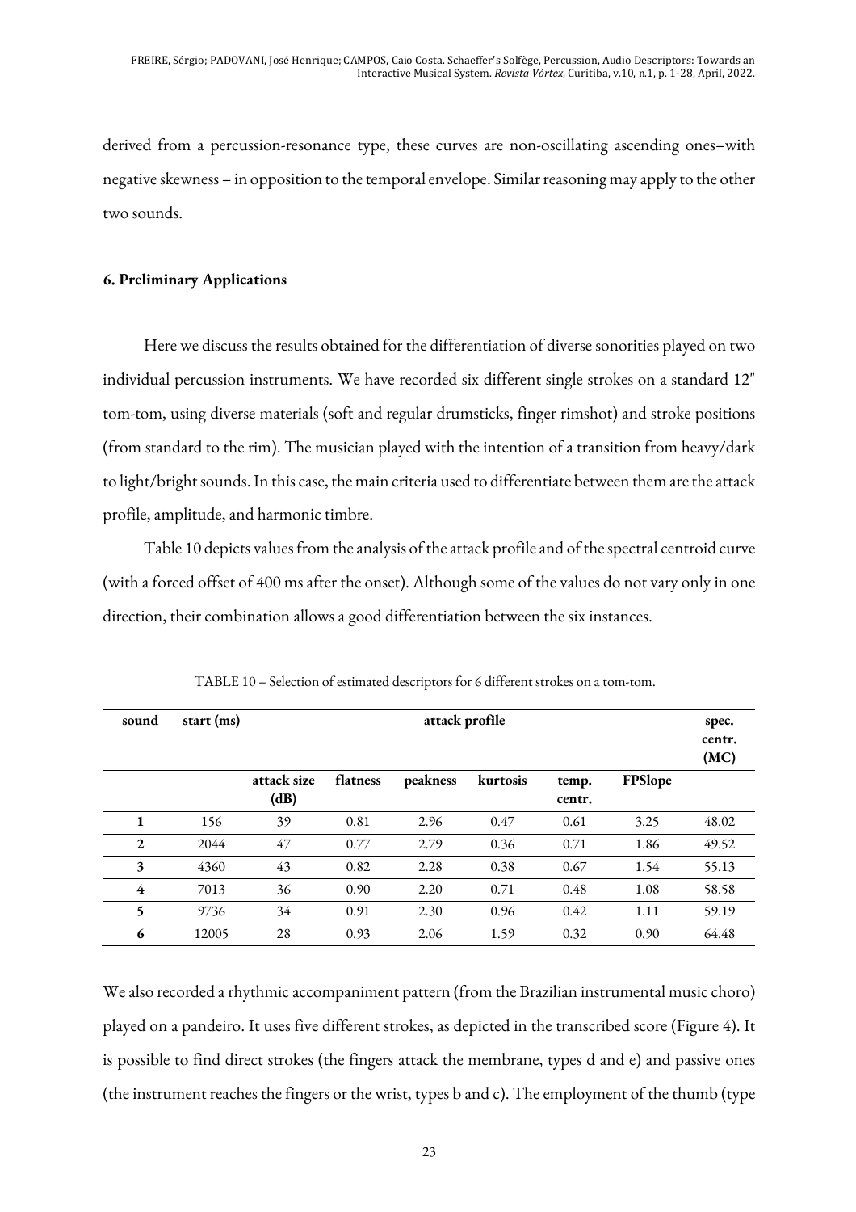derived from a percussion-resonance type, these curves are non-oscillating ascending ones–with negative skewness – in opposition to the temporal envelope. Similar reasoning may apply to the other two sounds.

### 6. Preliminary Applications

Here we discuss the results obtained for the differentiation of diverse sonorities played on two individual percussion instruments. We have recorded six different single strokes on a standard 12″ tom-tom, using diverse materials (soft and regular drumsticks, finger rimshot) and stroke positions (from standard to the rim). The musician played with the intention of a transition from heavy/dark to light/bright sounds. In this case, the main criteria used to differentiate between them are the attack profile, amplitude, and harmonic timbre.

Table 10 depicts values from the analysis of the attack profile and of the spectral centroid curve (with a forced offset of 400 ms after the onset). Although some of the values do not vary only in one direction, their combination allows a good differentiation between the six instances.

TABLE 10 – Selection of estimated descriptors for 6 different strokes on a tom-tom.

| sound | start (ms) | attack profile | | | | | | spec. centr. (MC) |
|---|---|---|---|---|---|---|---|---|
| | | attack size (dB) | flatness | peakness | kurtosis | temp. centr. | FPSlope | |
| **1** | 156 | 39 | 0.81 | 2.96 | 0.47 | 0.61 | 3.25 | 48.02 |
| **2** | 2044 | 47 | 0.77 | 2.79 | 0.36 | 0.71 | 1.86 | 49.52 |
| **3** | 4360 | 43 | 0.82 | 2.28 | 0.38 | 0.67 | 1.54 | 55.13 |
| **4** | 7013 | 36 | 0.90 | 2.20 | 0.71 | 0.48 | 1.08 | 58.58 |
| **5** | 9736 | 34 | 0.91 | 2.30 | 0.96 | 0.42 | 1.11 | 59.19 |
| **6** | 12005 | 28 | 0.93 | 2.06 | 1.59 | 0.32 | 0.90 | 64.48 |

We also recorded a rhythmic accompaniment pattern (from the Brazilian instrumental music choro) played on a pandeiro. It uses five different strokes, as depicted in the transcribed score (Figure 4). It is possible to find direct strokes (the fingers attack the membrane, types d and e) and passive ones (the instrument reaches the fingers or the wrist, types b and c). The employment of the thumb (type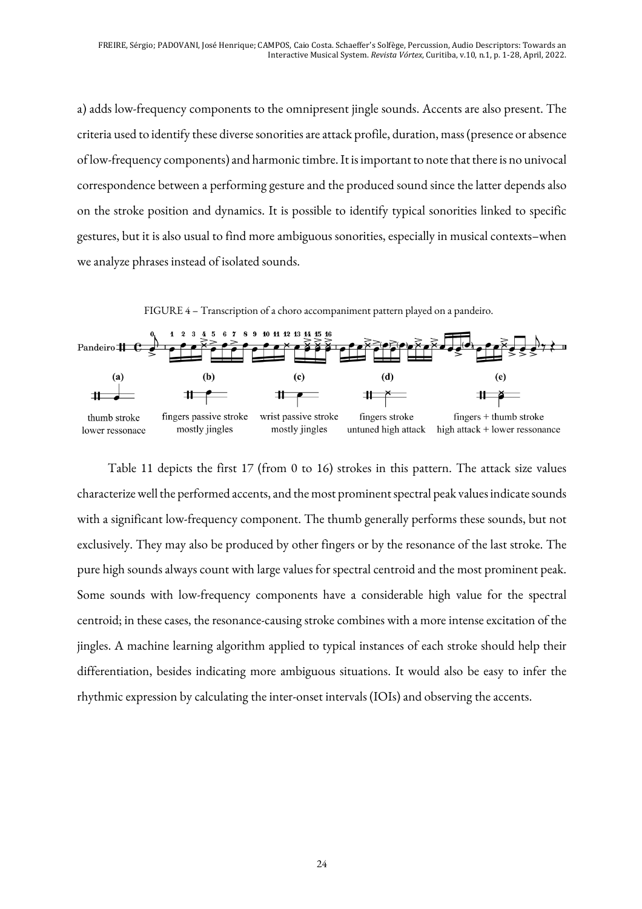a) adds low-frequency components to the omnipresent jingle sounds. Accents are also present. The criteria used to identify these diverse sonorities are attack profile, duration, mass (presence or absence of low-frequency components) and harmonic timbre. It is important to note that there is no univocal correspondence between a performing gesture and the produced sound since the latter depends also on the stroke position and dynamics. It is possible to identify typical sonorities linked to specific gestures, but it is also usual to find more ambiguous sonorities, especially in musical contexts–when we analyze phrases instead of isolated sounds.

FIGURE 4 – Transcription of a choro accompaniment pattern played on a pandeiro.

(a) thumb stroke lower ressonace

(b) fingers passive stroke mostly jingles

(c) wrist passive stroke mostly jingles

(d) fingers stroke untuned high attack

(e) fingers + thumb stroke high attack + lower resonance

Table 11 depicts the first 17 (from 0 to 16) strokes in this pattern. The attack size values characterize well the performed accents, and the most prominent spectral peak values indicate sounds with a significant low-frequency component. The thumb generally performs these sounds, but not exclusively. They may also be produced by other fingers or by the resonance of the last stroke. The pure high sounds always count with large values for spectral centroid and the most prominent peak. Some sounds with low-frequency components have a considerable high value for the spectral centroid; in these cases, the resonance-causing stroke combines with a more intense excitation of the jingles. A machine learning algorithm applied to typical instances of each stroke should help their differentiation, besides indicating more ambiguous situations. It would also be easy to infer the rhythmic expression by calculating the inter-onset intervals (IOIs) and observing the accents.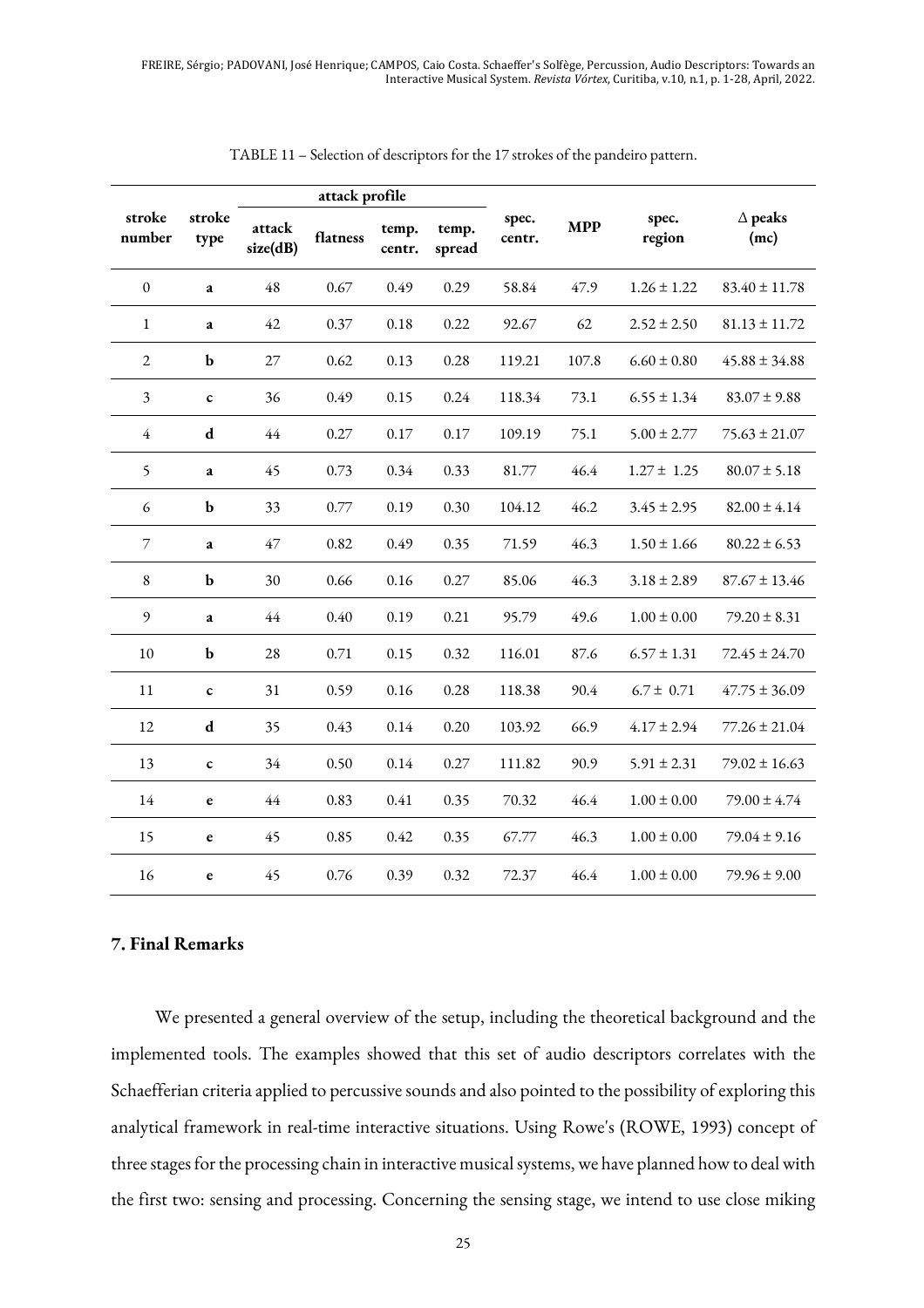TABLE 11 – Selection of descriptors for the 17 strokes of the pandeiro pattern.

| stroke number | stroke type | attack profile | | | | spec. centr. | MPP | spec. region | Δ peaks (mc) |
|---|---|---|---|---|---|---|---|---|---|
| | | attack size(dB) | flatness | temp. centr. | temp. spread | | | | |
| 0 | **a** | 48 | 0.67 | 0.49 | 0.29 | 58.84 | 47.9 | 1.26 ± 1.22 | 83.40 ± 11.78 |
| 1 | **a** | 42 | 0.37 | 0.18 | 0.22 | 92.67 | 62 | 2.52 ± 2.50 | 81.13 ± 11.72 |
| 2 | **b** | 27 | 0.62 | 0.13 | 0.28 | 119.21 | 107.8 | 6.60 ± 0.80 | 45.88 ± 34.88 |
| 3 | **c** | 36 | 0.49 | 0.15 | 0.24 | 118.34 | 73.1 | 6.55 ± 1.34 | 83.07 ± 9.88 |
| 4 | **d** | 44 | 0.27 | 0.17 | 0.17 | 109.19 | 75.1 | 5.00 ± 2.77 | 75.63 ± 21.07 |
| 5 | **a** | 45 | 0.73 | 0.34 | 0.33 | 81.77 | 46.4 | 1.27 ± 1.25 | 80.07 ± 5.18 |
| 6 | **b** | 33 | 0.77 | 0.19 | 0.30 | 104.12 | 46.2 | 3.45 ± 2.95 | 82.00 ± 4.14 |
| 7 | **a** | 47 | 0.82 | 0.49 | 0.35 | 71.59 | 46.3 | 1.50 ± 1.66 | 80.22 ± 6.53 |
| 8 | **b** | 30 | 0.66 | 0.16 | 0.27 | 85.06 | 46.3 | 3.18 ± 2.89 | 87.67 ± 13.46 |
| 9 | **a** | 44 | 0.40 | 0.19 | 0.21 | 95.79 | 49.6 | 1.00 ± 0.00 | 79.20 ± 8.31 |
| 10 | **b** | 28 | 0.71 | 0.15 | 0.32 | 116.01 | 87.6 | 6.57 ± 1.31 | 72.45 ± 24.70 |
| 11 | **c** | 31 | 0.59 | 0.16 | 0.28 | 118.38 | 90.4 | 6.7 ± 0.71 | 47.75 ± 36.09 |
| 12 | **d** | 35 | 0.43 | 0.14 | 0.20 | 103.92 | 66.9 | 4.17 ± 2.94 | 77.26 ± 21.04 |
| 13 | **c** | 34 | 0.50 | 0.14 | 0.27 | 111.82 | 90.9 | 5.91 ± 2.31 | 79.02 ± 16.63 |
| 14 | **e** | 44 | 0.83 | 0.41 | 0.35 | 70.32 | 46.4 | 1.00 ± 0.00 | 79.00 ± 4.74 |
| 15 | **e** | 45 | 0.85 | 0.42 | 0.35 | 67.77 | 46.3 | 1.00 ± 0.00 | 79.04 ± 9.16 |
| 16 | **e** | 45 | 0.76 | 0.39 | 0.32 | 72.37 | 46.4 | 1.00 ± 0.00 | 79.96 ± 9.00 |

## 7. Final Remarks

We presented a general overview of the setup, including the theoretical background and the implemented tools. The examples showed that this set of audio descriptors correlates with the Schaefferian criteria applied to percussive sounds and also pointed to the possibility of exploring this analytical framework in real-time interactive situations. Using Rowe's (ROWE, 1993) concept of three stages for the processing chain in interactive musical systems, we have planned how to deal with the first two: sensing and processing. Concerning the sensing stage, we intend to use close miking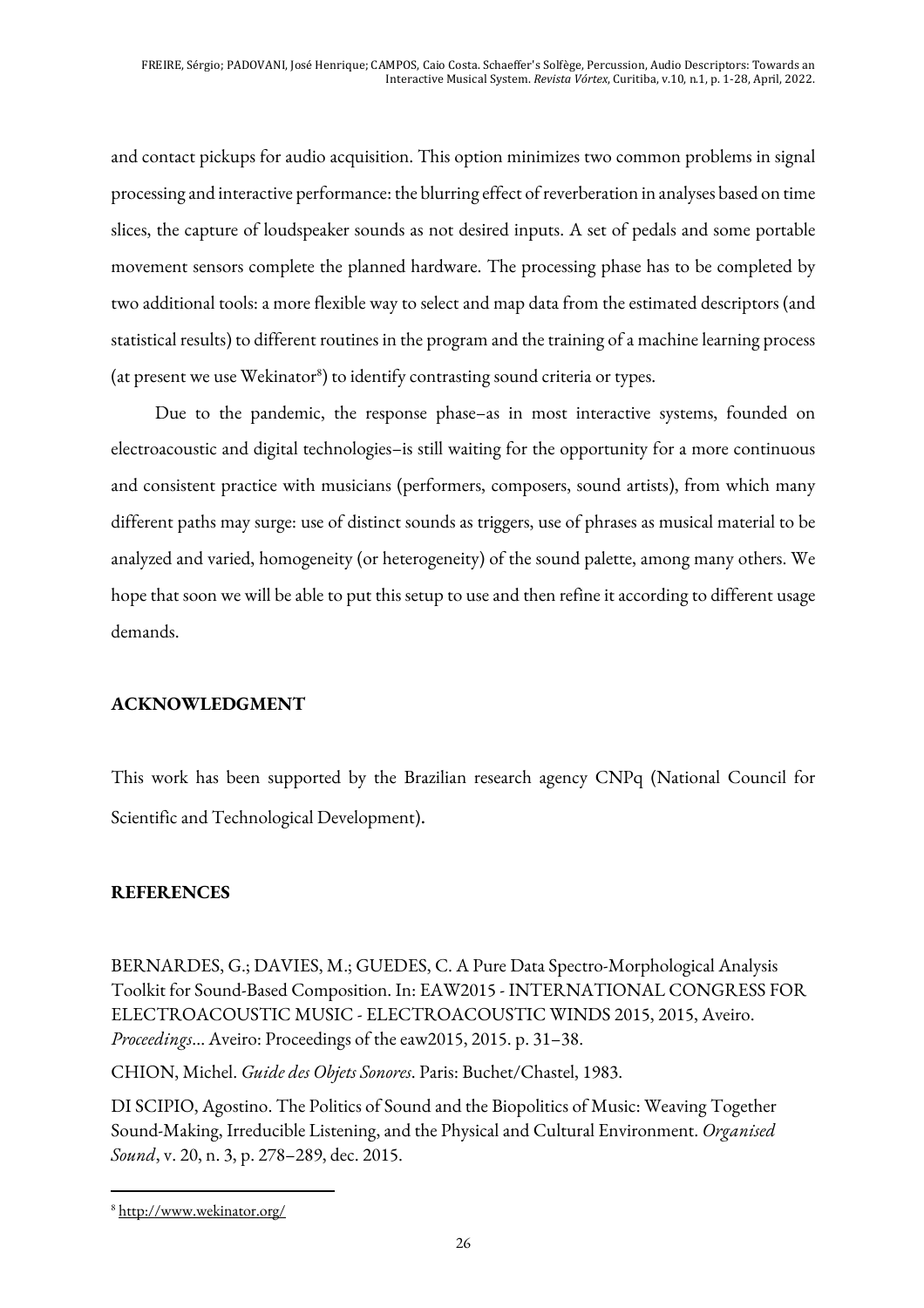and contact pickups for audio acquisition. This option minimizes two common problems in signal processing and interactive performance: the blurring effect of reverberation in analyses based on time slices, the capture of loudspeaker sounds as not desired inputs. A set of pedals and some portable movement sensors complete the planned hardware. The processing phase has to be completed by two additional tools: a more flexible way to select and map data from the estimated descriptors (and statistical results) to different routines in the program and the training of a machine learning process (at present we use Wekinator[8]) to identify contrasting sound criteria or types.

Due to the pandemic, the response phase–as in most interactive systems, founded on electroacoustic and digital technologies–is still waiting for the opportunity for a more continuous and consistent practice with musicians (performers, composers, sound artists), from which many different paths may surge: use of distinct sounds as triggers, use of phrases as musical material to be analyzed and varied, homogeneity (or heterogeneity) of the sound palette, among many others. We hope that soon we will be able to put this setup to use and then refine it according to different usage demands.

## ACKNOWLEDGMENT

This work has been supported by the Brazilian research agency CNPq (National Council for Scientific and Technological Development).

## REFERENCES

BERNARDES, G.; DAVIES, M.; GUEDES, C. A Pure Data Spectro-Morphological Analysis Toolkit for Sound-Based Composition. In: EAW2015 - INTERNATIONAL CONGRESS FOR ELECTROACOUSTIC MUSIC - ELECTROACOUSTIC WINDS 2015, 2015, Aveiro. *Proceedings*... Aveiro: Proceedings of the eaw2015, 2015. p. 31–38.

CHION, Michel. *Guide des Objets Sonores*. Paris: Buchet/Chastel, 1983.

DI SCIPIO, Agostino. The Politics of Sound and the Biopolitics of Music: Weaving Together Sound-Making, Irreducible Listening, and the Physical and Cultural Environment. *Organised Sound*, v. 20, n. 3, p. 278–289, dec. 2015.

---

[8] http://www.wekinator.org/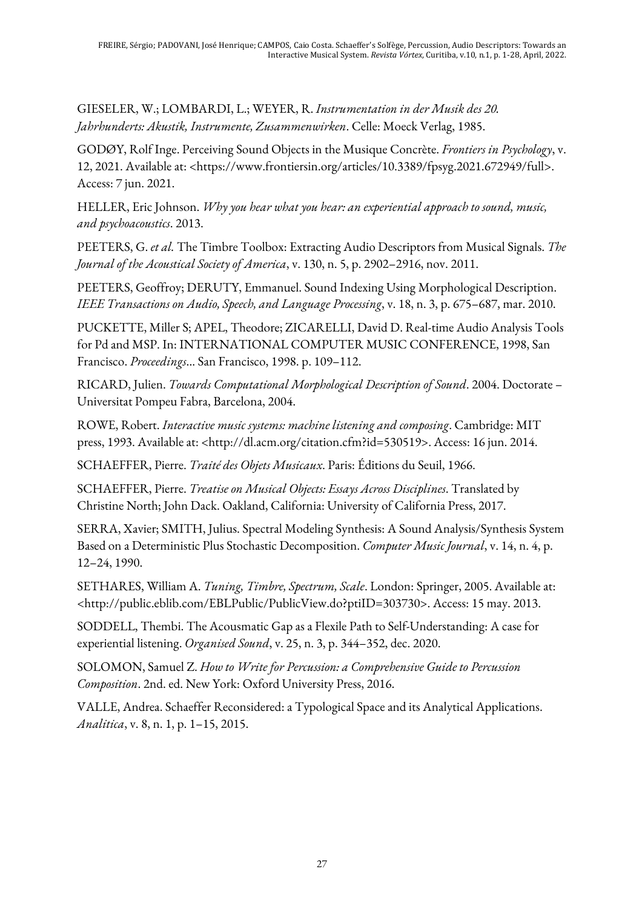GIESELER, W.; LOMBARDI, L.; WEYER, R. *Instrumentation in der Musik des 20. Jahrhunderts: Akustik, Instrumente, Zusammenwirken*. Celle: Moeck Verlag, 1985.

GODØY, Rolf Inge. Perceiving Sound Objects in the Musique Concrète. *Frontiers in Psychology*, v. 12, 2021. Available at: <https://www.frontiersin.org/articles/10.3389/fpsyg.2021.672949/full>. Access: 7 jun. 2021.

HELLER, Eric Johnson. *Why you hear what you hear: an experiential approach to sound, music, and psychoacoustics*. 2013.

PEETERS, G. *et al.* The Timbre Toolbox: Extracting Audio Descriptors from Musical Signals. *The Journal of the Acoustical Society of America*, v. 130, n. 5, p. 2902–2916, nov. 2011.

PEETERS, Geoffroy; DERUTY, Emmanuel. Sound Indexing Using Morphological Description. *IEEE Transactions on Audio, Speech, and Language Processing*, v. 18, n. 3, p. 675–687, mar. 2010.

PUCKETTE, Miller S; APEL, Theodore; ZICARELLI, David D. Real-time Audio Analysis Tools for Pd and MSP. In: INTERNATIONAL COMPUTER MUSIC CONFERENCE, 1998, San Francisco. *Proceedings*... San Francisco, 1998. p. 109–112.

RICARD, Julien. *Towards Computational Morphological Description of Sound*. 2004. Doctorate – Universitat Pompeu Fabra, Barcelona, 2004.

ROWE, Robert. *Interactive music systems: machine listening and composing*. Cambridge: MIT press, 1993. Available at: <http://dl.acm.org/citation.cfm?id=530519>. Access: 16 jun. 2014.

SCHAEFFER, Pierre. *Traité des Objets Musicaux*. Paris: Éditions du Seuil, 1966.

SCHAEFFER, Pierre. *Treatise on Musical Objects: Essays Across Disciplines*. Translated by Christine North; John Dack. Oakland, California: University of California Press, 2017.

SERRA, Xavier; SMITH, Julius. Spectral Modeling Synthesis: A Sound Analysis/Synthesis System Based on a Deterministic Plus Stochastic Decomposition. *Computer Music Journal*, v. 14, n. 4, p. 12–24, 1990.

SETHARES, William A. *Tuning, Timbre, Spectrum, Scale*. London: Springer, 2005. Available at: <http://public.eblib.com/EBLPublic/PublicView.do?ptiID=303730>. Access: 15 may. 2013.

SODDELL, Thembi. The Acousmatic Gap as a Flexile Path to Self-Understanding: A case for experiential listening. *Organised Sound*, v. 25, n. 3, p. 344–352, dec. 2020.

SOLOMON, Samuel Z. *How to Write for Percussion: a Comprehensive Guide to Percussion Composition*. 2nd. ed. New York: Oxford University Press, 2016.

VALLE, Andrea. Schaeffer Reconsidered: a Typological Space and its Analytical Applications. *Analitica*, v. 8, n. 1, p. 1–15, 2015.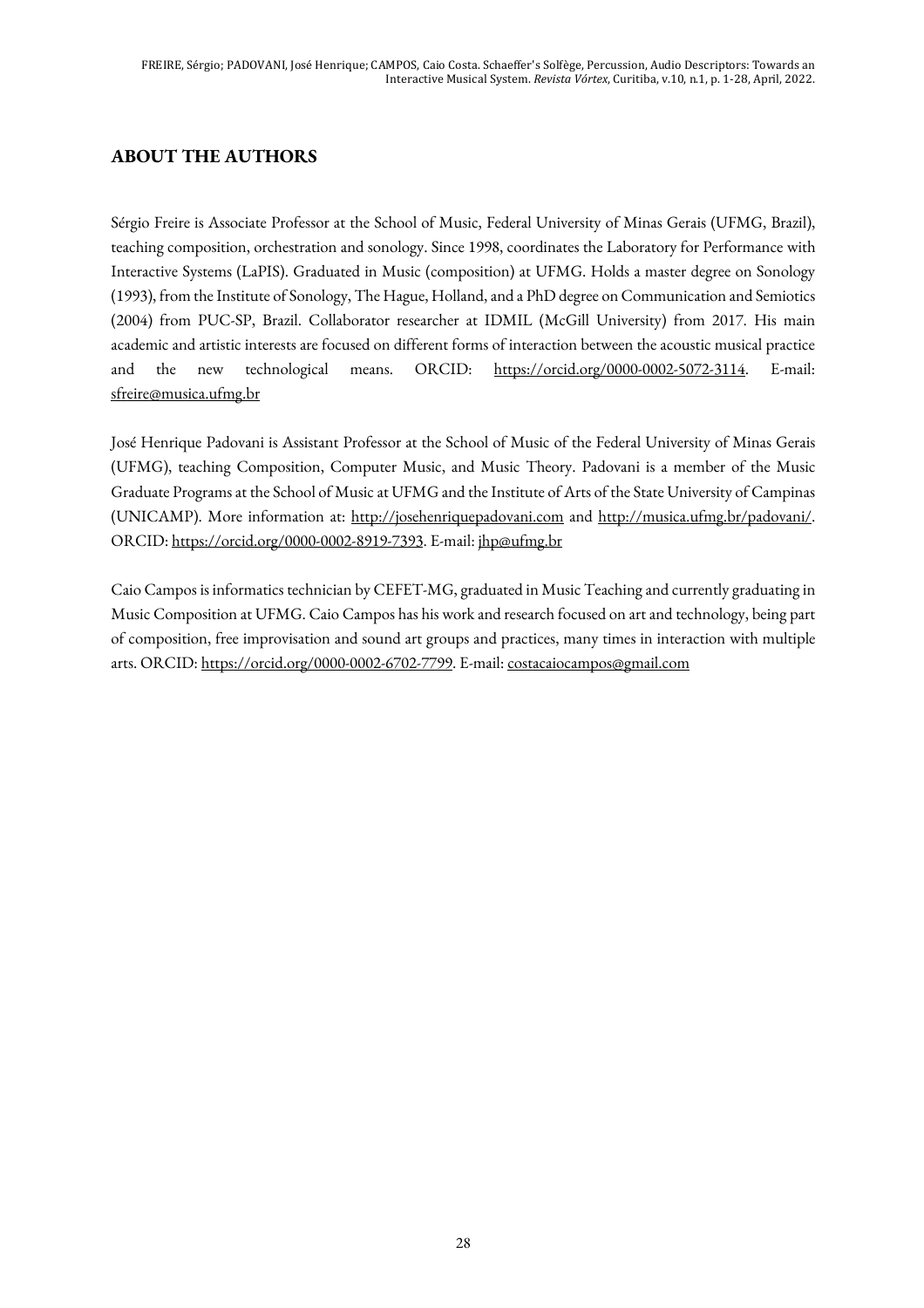## ABOUT THE AUTHORS

Sérgio Freire is Associate Professor at the School of Music, Federal University of Minas Gerais (UFMG, Brazil), teaching composition, orchestration and sonology. Since 1998, coordinates the Laboratory for Performance with Interactive Systems (LaPIS). Graduated in Music (composition) at UFMG. Holds a master degree on Sonology (1993), from the Institute of Sonology, The Hague, Holland, and a PhD degree on Communication and Semiotics (2004) from PUC-SP, Brazil. Collaborator researcher at IDMIL (McGill University) from 2017. His main academic and artistic interests are focused on different forms of interaction between the acoustic musical practice and the new technological means. ORCID: https://orcid.org/0000-0002-5072-3114. E-mail: sfreire@musica.ufmg.br

José Henrique Padovani is Assistant Professor at the School of Music of the Federal University of Minas Gerais (UFMG), teaching Composition, Computer Music, and Music Theory. Padovani is a member of the Music Graduate Programs at the School of Music at UFMG and the Institute of Arts of the State University of Campinas (UNICAMP). More information at: http://josehenriquepadovani.com and http://musica.ufmg.br/padovani/. ORCID: https://orcid.org/0000-0002-8919-7393. E-mail: jhp@ufmg.br

Caio Campos is informatics technician by CEFET-MG, graduated in Music Teaching and currently graduating in Music Composition at UFMG. Caio Campos has his work and research focused on art and technology, being part of composition, free improvisation and sound art groups and practices, many times in interaction with multiple arts. ORCID: https://orcid.org/0000-0002-6702-7799. E-mail: costacaiocampos@gmail.com